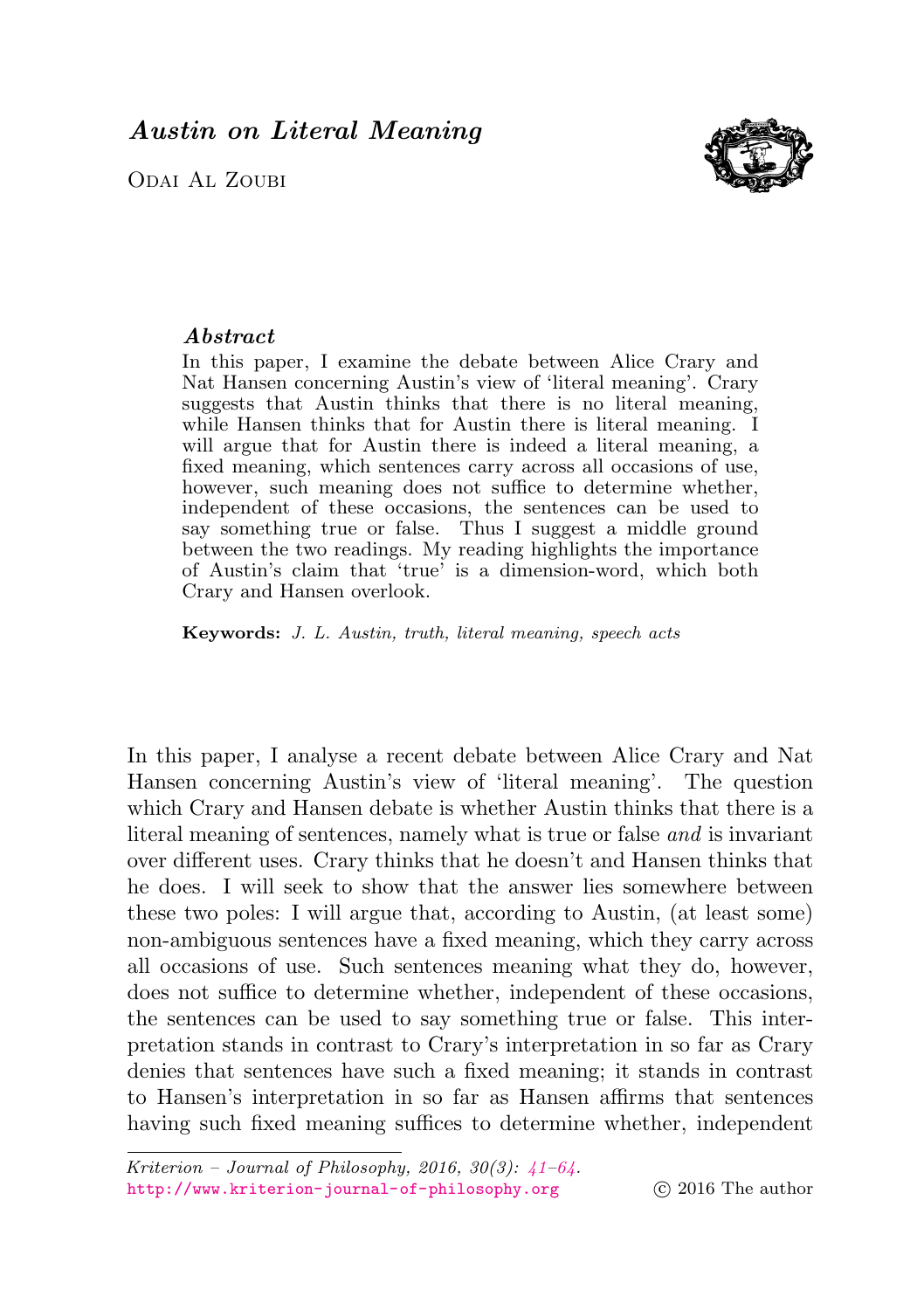# *Austin on Literal Meaning*

Odai Al Zoubi

### *Abstract*

In this paper, I examine the debate between Alice Crary and Nat Hansen concerning Austin's view of 'literal meaning'. Crary suggests that Austin thinks that there is no literal meaning, while Hansen thinks that for Austin there is literal meaning. I will argue that for Austin there is indeed a literal meaning, a fixed meaning, which sentences carry across all occasions of use, however, such meaning does not suffice to determine whether, independent of these occasions, the sentences can be used to say something true or false. Thus I suggest a middle ground between the two readings. My reading highlights the importance of Austin's claim that 'true' is a dimension-word, which both Crary and Hansen overlook.

**Keywords:** *J. L. Austin, truth, literal meaning, speech acts*

In this paper, I analyse a recent debate between Alice Crary and Nat Hansen concerning Austin's view of 'literal meaning'. The question which Crary and Hansen debate is whether Austin thinks that there is a literal meaning of sentences, namely what is true or false *and* is invariant over different uses. Crary thinks that he doesn't and Hansen thinks that he does. I will seek to show that the answer lies somewhere between these two poles: I will argue that, according to Austin, (at least some) non-ambiguous sentences have a fixed meaning, which they carry across all occasions of use. Such sentences meaning what they do, however, does not suffice to determine whether, independent of these occasions, the sentences can be used to say something true or false. This interpretation stands in contrast to Crary's interpretation in so far as Crary denies that sentences have such a fixed meaning; it stands in contrast to Hansen's interpretation in so far as Hansen affirms that sentences having such fixed meaning suffices to determine whether, independent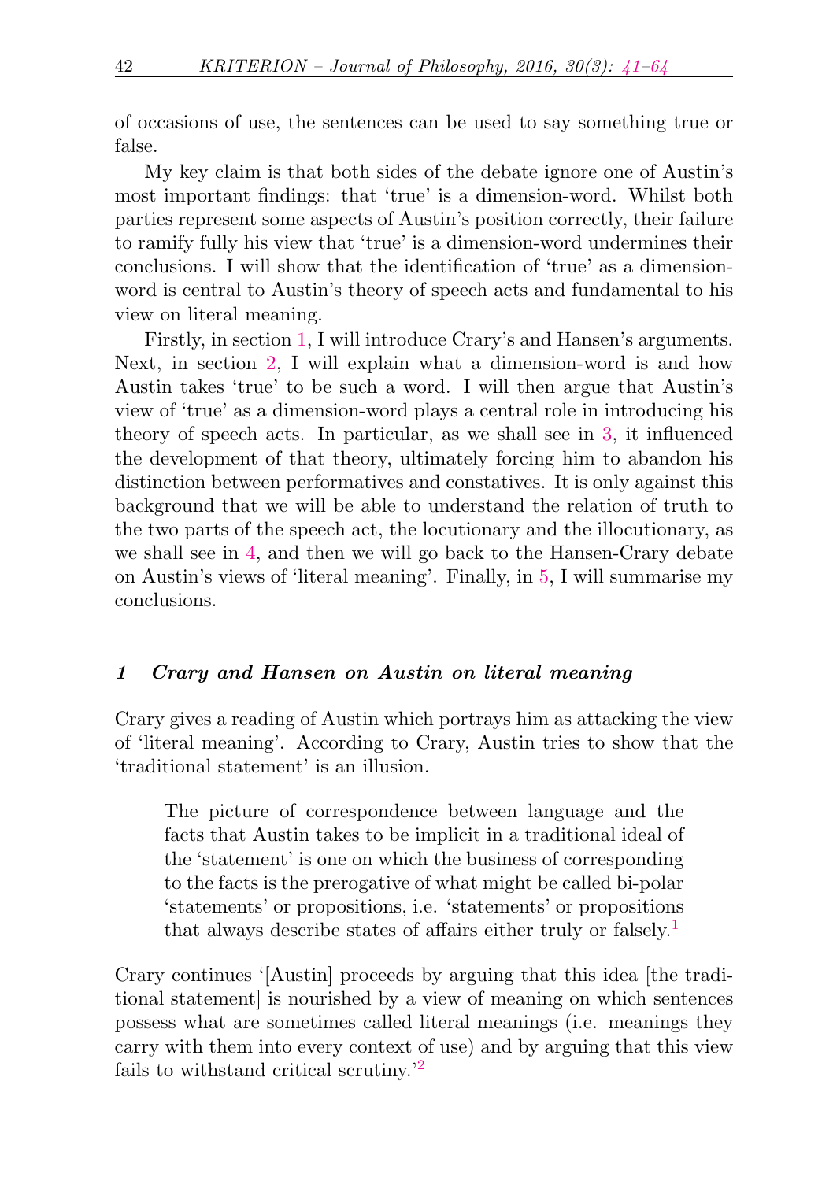of occasions of use, the sentences can be used to say something true or false.

My key claim is that both sides of the debate ignore one of Austin's most important findings: that 'true' is a dimension-word. Whilst both parties represent some aspects of Austin's position correctly, their failure to ramify fully his view that 'true' is a dimension-word undermines their conclusions. I will show that the identification of 'true' as a dimension-word is central to Austin's theory of speech acts and fundamental to his view on literal meaning.

Firstly, in section 1, I will introduce Crary's and Hansen's arguments. Next, in section 2, I will explain what a dimension-word is and how Austin takes 'true' to be such a word. I will then argue that Austin's view of 'true' as a dimension-word plays a central role in introducing his theory of speech acts. In particular, as we shall see in 3, it influenced the development of that theory, ultimately forcing him to abandon his distinction between performatives and constatives. It is only against this background that we will be able to understand the relation of truth to the two parts of the speech act, the locutionary and the illocutionary, as we shall see in 4, and then we will go back to the Hansen-Crary debate on Austin's views of 'literal meaning'. Finally, in 5, I will summarise my conclusions.

## 1 *Crary and Hansen on Austin on literal meaning*

Crary gives a reading of Austin which portrays him as attacking the view of 'literal meaning'. According to Crary, Austin tries to show that the 'traditional statement' is an illusion.

> The picture of correspondence between language and the facts that Austin takes to be implicit in a traditional ideal of the 'statement' is one on which the business of corresponding to the facts is the prerogative of what might be called bi-polar 'statements' or propositions, i.e. 'statements' or propositions that always describe states of affairs either truly or falsely.[1]

Crary continues '[Austin] proceeds by arguing that this idea [the traditional statement] is nourished by a view of meaning on which sentences possess what are sometimes called literal meanings (i.e. meanings they carry with them into every context of use) and by arguing that this view fails to withstand critical scrutiny.'[2]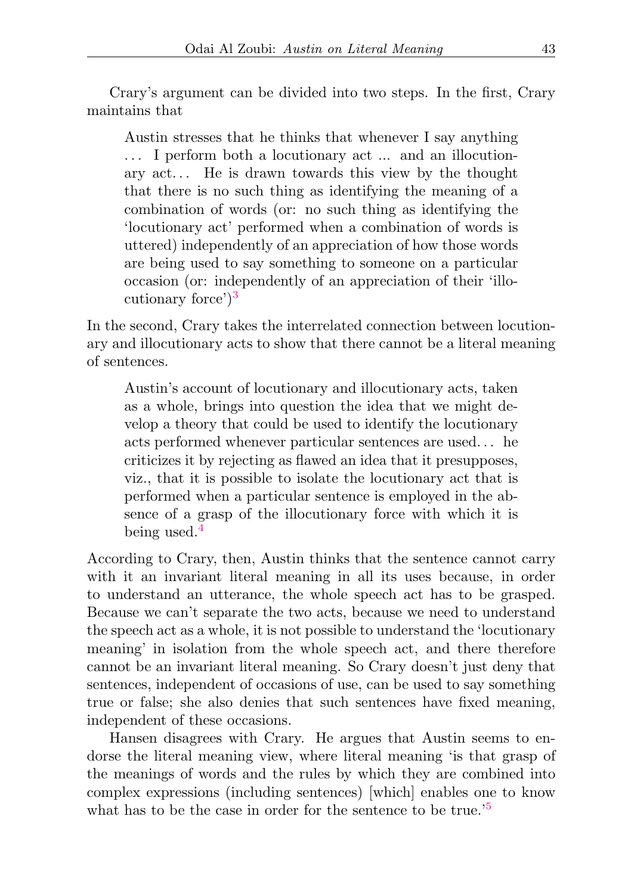Crary's argument can be divided into two steps. In the first, Crary maintains that

> Austin stresses that he thinks that whenever I say anything . . . I perform both a locutionary act ... and an illocutionary act. . . He is drawn towards this view by the thought that there is no such thing as identifying the meaning of a combination of words (or: no such thing as identifying the 'locutionary act' performed when a combination of words is uttered) independently of an appreciation of how those words are being used to say something to someone on a particular occasion (or: independently of an appreciation of their 'illocutionary force')[3]

In the second, Crary takes the interrelated connection between locutionary and illocutionary acts to show that there cannot be a literal meaning of sentences.

> Austin's account of locutionary and illocutionary acts, taken as a whole, brings into question the idea that we might develop a theory that could be used to identify the locutionary acts performed whenever particular sentences are used. . . he criticizes it by rejecting as flawed an idea that it presupposes, viz., that it is possible to isolate the locutionary act that is performed when a particular sentence is employed in the absence of a grasp of the illocutionary force with which it is being used.[4]

According to Crary, then, Austin thinks that the sentence cannot carry with it an invariant literal meaning in all its uses because, in order to understand an utterance, the whole speech act has to be grasped. Because we can't separate the two acts, because we need to understand the speech act as a whole, it is not possible to understand the 'locutionary meaning' in isolation from the whole speech act, and there therefore cannot be an invariant literal meaning. So Crary doesn't just deny that sentences, independent of occasions of use, can be used to say something true or false; she also denies that such sentences have fixed meaning, independent of these occasions.

Hansen disagrees with Crary. He argues that Austin seems to endorse the literal meaning view, where literal meaning 'is that grasp of the meanings of words and the rules by which they are combined into complex expressions (including sentences) [which] enables one to know what has to be the case in order for the sentence to be true.'[5]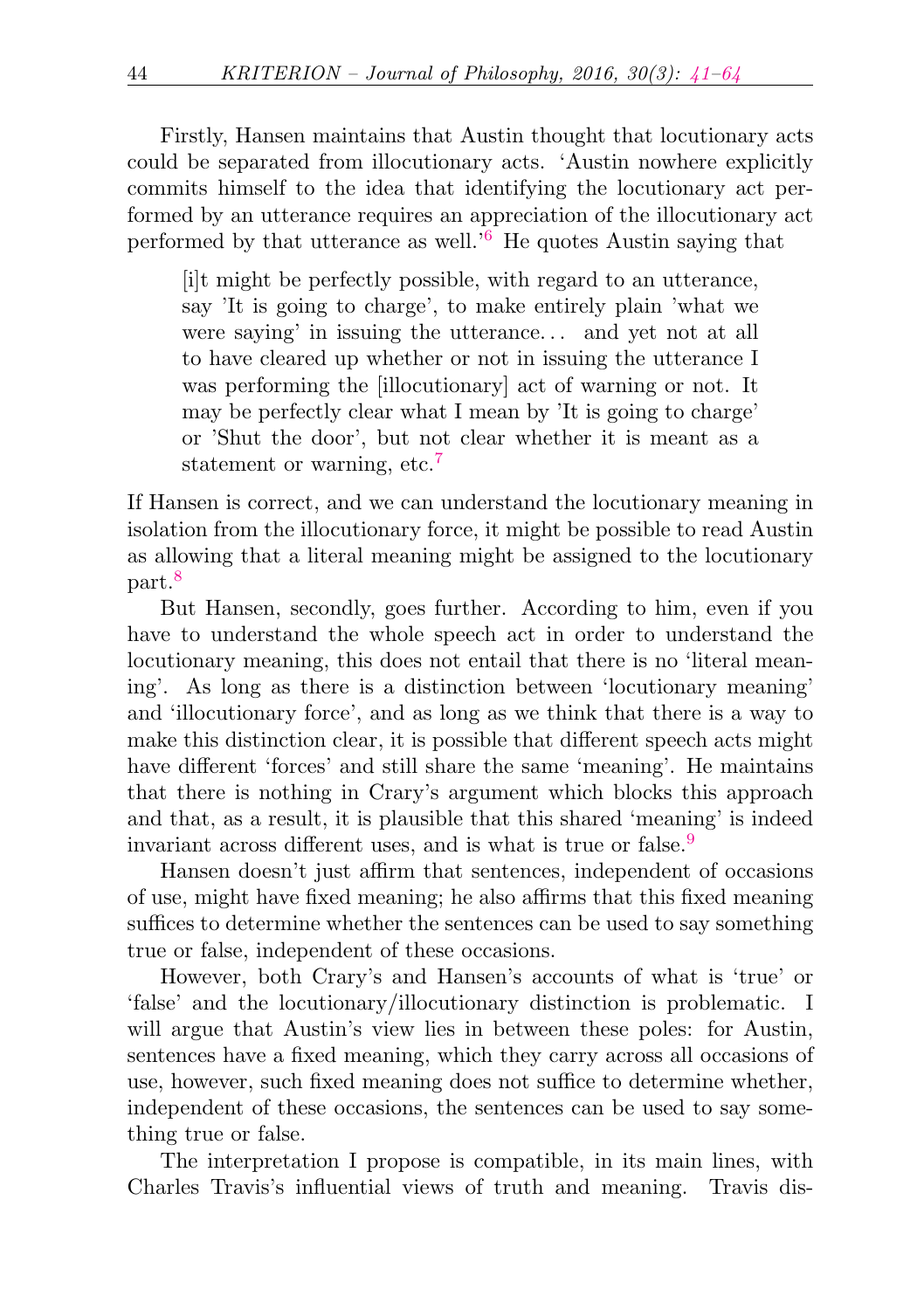Firstly, Hansen maintains that Austin thought that locutionary acts could be separated from illocutionary acts. 'Austin nowhere explicitly commits himself to the idea that identifying the locutionary act performed by an utterance requires an appreciation of the illocutionary act performed by that utterance as well.'[6] He quotes Austin saying that

> [i]t might be perfectly possible, with regard to an utterance, say 'It is going to charge', to make entirely plain 'what we were saying' in issuing the utterance... and yet not at all to have cleared up whether or not in issuing the utterance I was performing the [illocutionary] act of warning or not. It may be perfectly clear what I mean by 'It is going to charge' or 'Shut the door', but not clear whether it is meant as a statement or warning, etc.[7]

If Hansen is correct, and we can understand the locutionary meaning in isolation from the illocutionary force, it might be possible to read Austin as allowing that a literal meaning might be assigned to the locutionary part.[8]

But Hansen, secondly, goes further. According to him, even if you have to understand the whole speech act in order to understand the locutionary meaning, this does not entail that there is no 'literal meaning'. As long as there is a distinction between 'locutionary meaning' and 'illocutionary force', and as long as we think that there is a way to make this distinction clear, it is possible that different speech acts might have different 'forces' and still share the same 'meaning'. He maintains that there is nothing in Crary's argument which blocks this approach and that, as a result, it is plausible that this shared 'meaning' is indeed invariant across different uses, and is what is true or false.[9]

Hansen doesn't just affirm that sentences, independent of occasions of use, might have fixed meaning; he also affirms that this fixed meaning suffices to determine whether the sentences can be used to say something true or false, independent of these occasions.

However, both Crary's and Hansen's accounts of what is 'true' or 'false' and the locutionary/illocutionary distinction is problematic. I will argue that Austin's view lies in between these poles: for Austin, sentences have a fixed meaning, which they carry across all occasions of use, however, such fixed meaning does not suffice to determine whether, independent of these occasions, the sentences can be used to say something true or false.

The interpretation I propose is compatible, in its main lines, with Charles Travis's influential views of truth and meaning. Travis dis-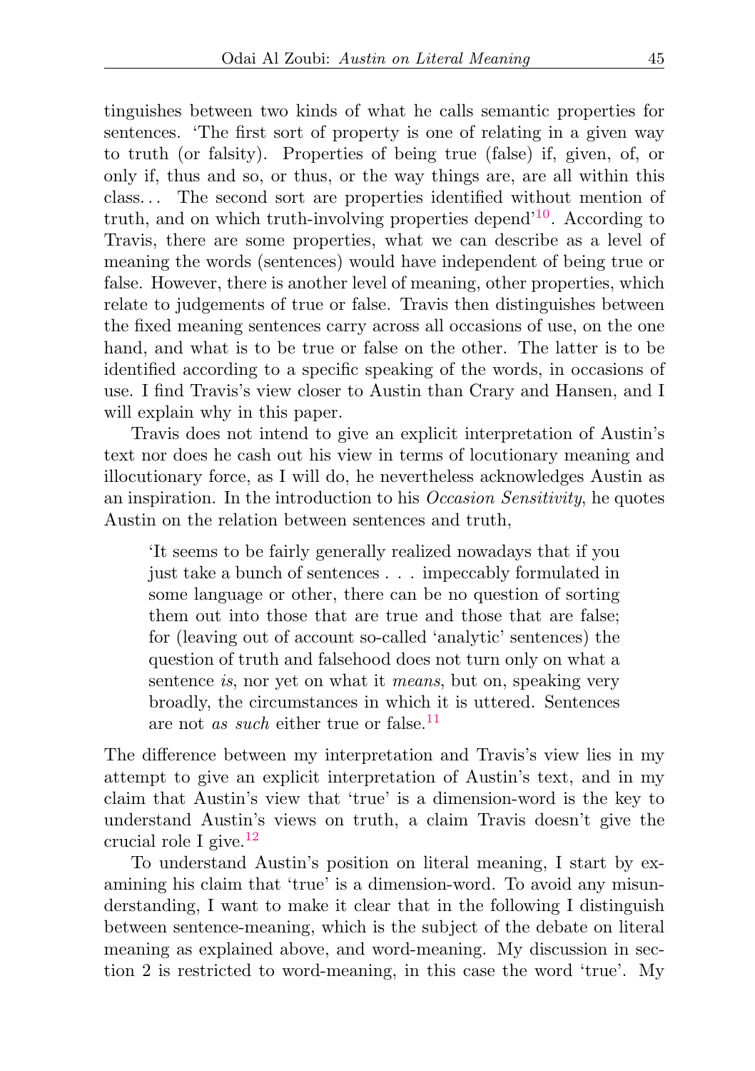tinguishes between two kinds of what he calls semantic properties for sentences. 'The first sort of property is one of relating in a given way to truth (or falsity). Properties of being true (false) if, given, of, or only if, thus and so, or thus, or the way things are, are all within this class... The second sort are properties identified without mention of truth, and on which truth-involving properties depend'[10]. According to Travis, there are some properties, what we can describe as a level of meaning the words (sentences) would have independent of being true or false. However, there is another level of meaning, other properties, which relate to judgements of true or false. Travis then distinguishes between the fixed meaning sentences carry across all occasions of use, on the one hand, and what is to be true or false on the other. The latter is to be identified according to a specific speaking of the words, in occasions of use. I find Travis's view closer to Austin than Crary and Hansen, and I will explain why in this paper.

Travis does not intend to give an explicit interpretation of Austin's text nor does he cash out his view in terms of locutionary meaning and illocutionary force, as I will do, he nevertheless acknowledges Austin as an inspiration. In the introduction to his *Occasion Sensitivity*, he quotes Austin on the relation between sentences and truth,

> 'It seems to be fairly generally realized nowadays that if you just take a bunch of sentences . . . impeccably formulated in some language or other, there can be no question of sorting them out into those that are true and those that are false; for (leaving out of account so-called 'analytic' sentences) the question of truth and falsehood does not turn only on what a sentence *is*, nor yet on what it *means*, but on, speaking very broadly, the circumstances in which it is uttered. Sentences are not *as such* either true or false.[11]

The difference between my interpretation and Travis's view lies in my attempt to give an explicit interpretation of Austin's text, and in my claim that Austin's view that 'true' is a dimension-word is the key to understand Austin's views on truth, a claim Travis doesn't give the crucial role I give.[12]

To understand Austin's position on literal meaning, I start by examining his claim that 'true' is a dimension-word. To avoid any misunderstanding, I want to make it clear that in the following I distinguish between sentence-meaning, which is the subject of the debate on literal meaning as explained above, and word-meaning. My discussion in section 2 is restricted to word-meaning, in this case the word 'true'. My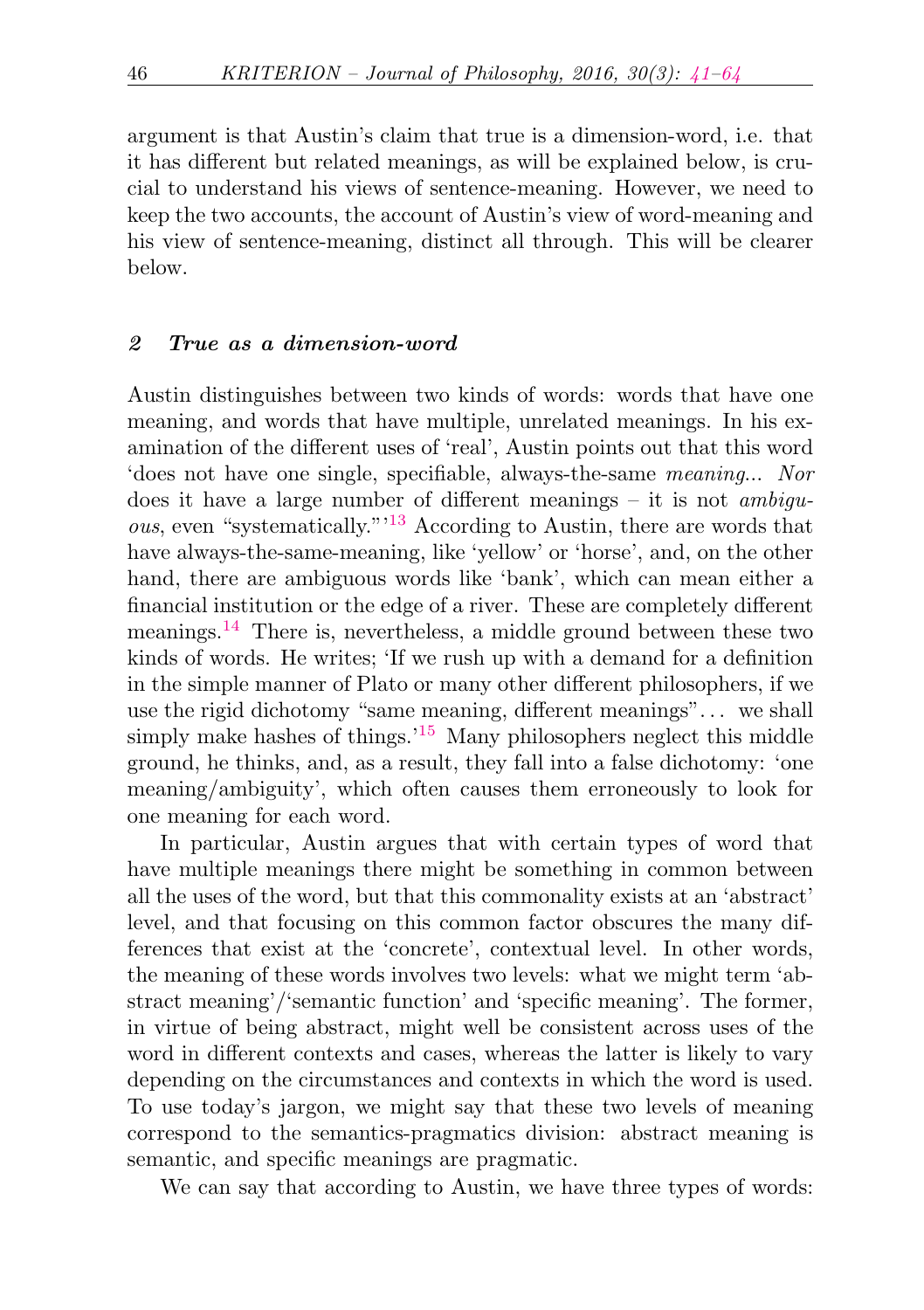argument is that Austin's claim that true is a dimension-word, i.e. that it has different but related meanings, as will be explained below, is crucial to understand his views of sentence-meaning. However, we need to keep the two accounts, the account of Austin's view of word-meaning and his view of sentence-meaning, distinct all through. This will be clearer below.

## 2 *True as a dimension-word*

Austin distinguishes between two kinds of words: words that have one meaning, and words that have multiple, unrelated meanings. In his examination of the different uses of 'real', Austin points out that this word 'does not have one single, specifiable, always-the-same *meaning*... *Nor* does it have a large number of different meanings – it is not *ambiguous*, even "systematically."'[13] According to Austin, there are words that have always-the-same-meaning, like 'yellow' or 'horse', and, on the other hand, there are ambiguous words like 'bank', which can mean either a financial institution or the edge of a river. These are completely different meanings.[14] There is, nevertheless, a middle ground between these two kinds of words. He writes; 'If we rush up with a demand for a definition in the simple manner of Plato or many other different philosophers, if we use the rigid dichotomy "same meaning, different meanings"... we shall simply make hashes of things.'[15] Many philosophers neglect this middle ground, he thinks, and, as a result, they fall into a false dichotomy: 'one meaning/ambiguity', which often causes them erroneously to look for one meaning for each word.

In particular, Austin argues that with certain types of word that have multiple meanings there might be something in common between all the uses of the word, but that this commonality exists at an 'abstract' level, and that focusing on this common factor obscures the many differences that exist at the 'concrete', contextual level. In other words, the meaning of these words involves two levels: what we might term 'abstract meaning'/'semantic function' and 'specific meaning'. The former, in virtue of being abstract, might well be consistent across uses of the word in different contexts and cases, whereas the latter is likely to vary depending on the circumstances and contexts in which the word is used. To use today's jargon, we might say that these two levels of meaning correspond to the semantics-pragmatics division: abstract meaning is semantic, and specific meanings are pragmatic.

We can say that according to Austin, we have three types of words: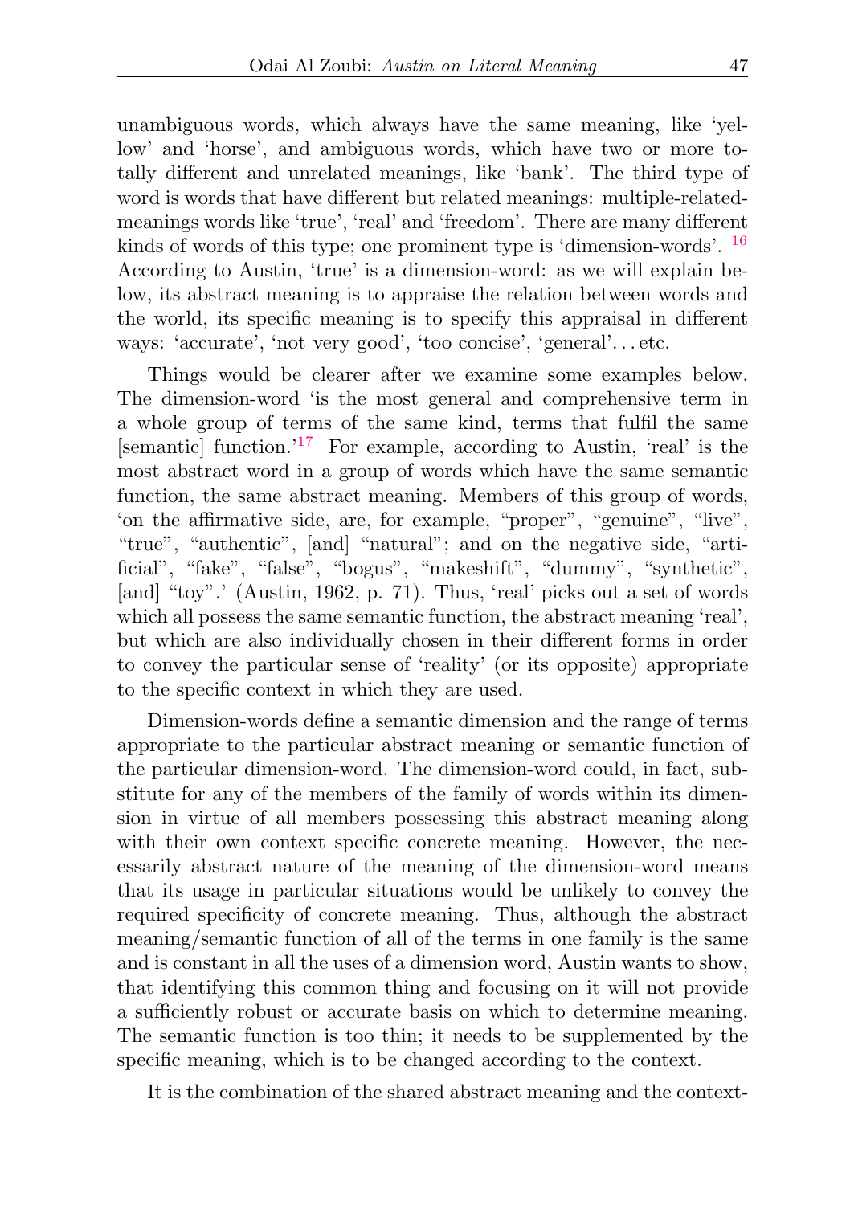unambiguous words, which always have the same meaning, like 'yellow' and 'horse', and ambiguous words, which have two or more totally different and unrelated meanings, like 'bank'. The third type of word is words that have different but related meanings: multiple-related-meanings words like 'true', 'real' and 'freedom'. There are many different kinds of words of this type; one prominent type is 'dimension-words'. [16] According to Austin, 'true' is a dimension-word: as we will explain below, its abstract meaning is to appraise the relation between words and the world, its specific meaning is to specify this appraisal in different ways: 'accurate', 'not very good', 'too concise', 'general'... etc.

Things would be clearer after we examine some examples below. The dimension-word 'is the most general and comprehensive term in a whole group of terms of the same kind, terms that fulfil the same [semantic] function.'[17] For example, according to Austin, 'real' is the most abstract word in a group of words which have the same semantic function, the same abstract meaning. Members of this group of words, 'on the affirmative side, are, for example, "proper", "genuine", "live", "true", "authentic", [and] "natural"; and on the negative side, "artificial", "fake", "false", "bogus", "makeshift", "dummy", "synthetic", [and] "toy".' (Austin, 1962, p. 71). Thus, 'real' picks out a set of words which all possess the same semantic function, the abstract meaning 'real', but which are also individually chosen in their different forms in order to convey the particular sense of 'reality' (or its opposite) appropriate to the specific context in which they are used.

Dimension-words define a semantic dimension and the range of terms appropriate to the particular abstract meaning or semantic function of the particular dimension-word. The dimension-word could, in fact, substitute for any of the members of the family of words within its dimension in virtue of all members possessing this abstract meaning along with their own context specific concrete meaning. However, the necessarily abstract nature of the meaning of the dimension-word means that its usage in particular situations would be unlikely to convey the required specificity of concrete meaning. Thus, although the abstract meaning/semantic function of all of the terms in one family is the same and is constant in all the uses of a dimension word, Austin wants to show, that identifying this common thing and focusing on it will not provide a sufficiently robust or accurate basis on which to determine meaning. The semantic function is too thin; it needs to be supplemented by the specific meaning, which is to be changed according to the context.

It is the combination of the shared abstract meaning and the context-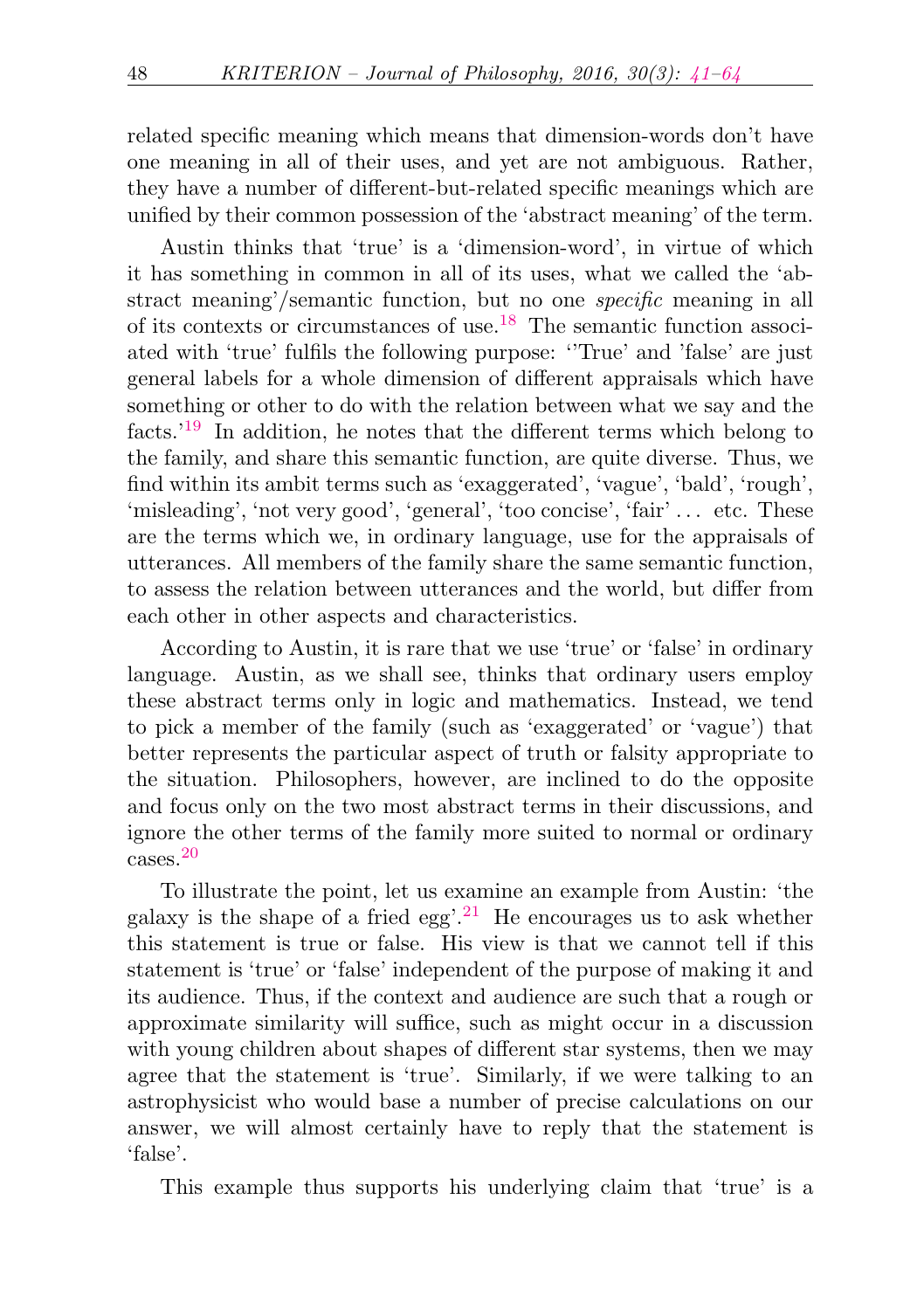related specific meaning which means that dimension-words don't have one meaning in all of their uses, and yet are not ambiguous. Rather, they have a number of different-but-related specific meanings which are unified by their common possession of the 'abstract meaning' of the term.

Austin thinks that 'true' is a 'dimension-word', in virtue of which it has something in common in all of its uses, what we called the 'abstract meaning'/semantic function, but no one *specific* meaning in all of its contexts or circumstances of use.[18] The semantic function associated with 'true' fulfils the following purpose: ''True' and 'false' are just general labels for a whole dimension of different appraisals which have something or other to do with the relation between what we say and the facts.'[19] In addition, he notes that the different terms which belong to the family, and share this semantic function, are quite diverse. Thus, we find within its ambit terms such as 'exaggerated', 'vague', 'bald', 'rough', 'misleading', 'not very good', 'general', 'too concise', 'fair' . . . etc. These are the terms which we, in ordinary language, use for the appraisals of utterances. All members of the family share the same semantic function, to assess the relation between utterances and the world, but differ from each other in other aspects and characteristics.

According to Austin, it is rare that we use 'true' or 'false' in ordinary language. Austin, as we shall see, thinks that ordinary users employ these abstract terms only in logic and mathematics. Instead, we tend to pick a member of the family (such as 'exaggerated' or 'vague') that better represents the particular aspect of truth or falsity appropriate to the situation. Philosophers, however, are inclined to do the opposite and focus only on the two most abstract terms in their discussions, and ignore the other terms of the family more suited to normal or ordinary cases.[20]

To illustrate the point, let us examine an example from Austin: 'the galaxy is the shape of a fried egg'.[21] He encourages us to ask whether this statement is true or false. His view is that we cannot tell if this statement is 'true' or 'false' independent of the purpose of making it and its audience. Thus, if the context and audience are such that a rough or approximate similarity will suffice, such as might occur in a discussion with young children about shapes of different star systems, then we may agree that the statement is 'true'. Similarly, if we were talking to an astrophysicist who would base a number of precise calculations on our answer, we will almost certainly have to reply that the statement is 'false'.

This example thus supports his underlying claim that 'true' is a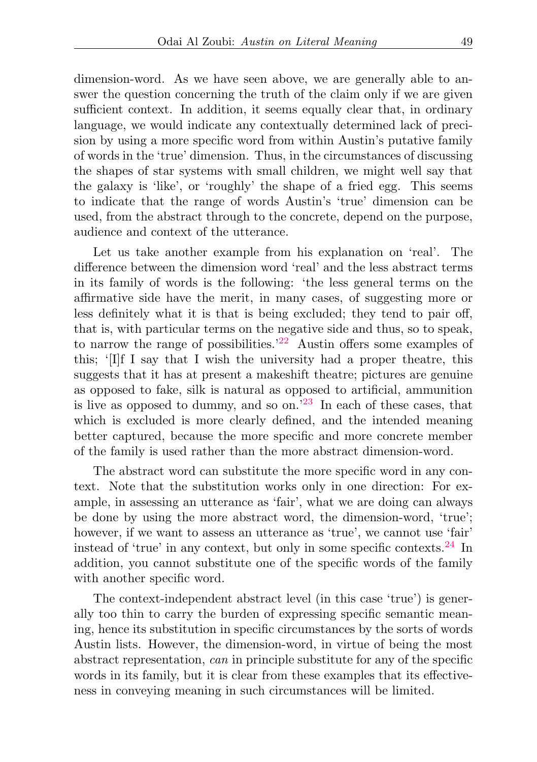dimension-word. As we have seen above, we are generally able to answer the question concerning the truth of the claim only if we are given sufficient context. In addition, it seems equally clear that, in ordinary language, we would indicate any contextually determined lack of precision by using a more specific word from within Austin's putative family of words in the 'true' dimension. Thus, in the circumstances of discussing the shapes of star systems with small children, we might well say that the galaxy is 'like', or 'roughly' the shape of a fried egg. This seems to indicate that the range of words Austin's 'true' dimension can be used, from the abstract through to the concrete, depend on the purpose, audience and context of the utterance.

Let us take another example from his explanation on 'real'. The difference between the dimension word 'real' and the less abstract terms in its family of words is the following: 'the less general terms on the affirmative side have the merit, in many cases, of suggesting more or less definitely what it is that is being excluded; they tend to pair off, that is, with particular terms on the negative side and thus, so to speak, to narrow the range of possibilities.'[22] Austin offers some examples of this; '[I]f I say that I wish the university had a proper theatre, this suggests that it has at present a makeshift theatre; pictures are genuine as opposed to fake, silk is natural as opposed to artificial, ammunition is live as opposed to dummy, and so on.'[23] In each of these cases, that which is excluded is more clearly defined, and the intended meaning better captured, because the more specific and more concrete member of the family is used rather than the more abstract dimension-word.

The abstract word can substitute the more specific word in any context. Note that the substitution works only in one direction: For example, in assessing an utterance as 'fair', what we are doing can always be done by using the more abstract word, the dimension-word, 'true'; however, if we want to assess an utterance as 'true', we cannot use 'fair' instead of 'true' in any context, but only in some specific contexts.[24] In addition, you cannot substitute one of the specific words of the family with another specific word.

The context-independent abstract level (in this case 'true') is generally too thin to carry the burden of expressing specific semantic meaning, hence its substitution in specific circumstances by the sorts of words Austin lists. However, the dimension-word, in virtue of being the most abstract representation, *can* in principle substitute for any of the specific words in its family, but it is clear from these examples that its effectiveness in conveying meaning in such circumstances will be limited.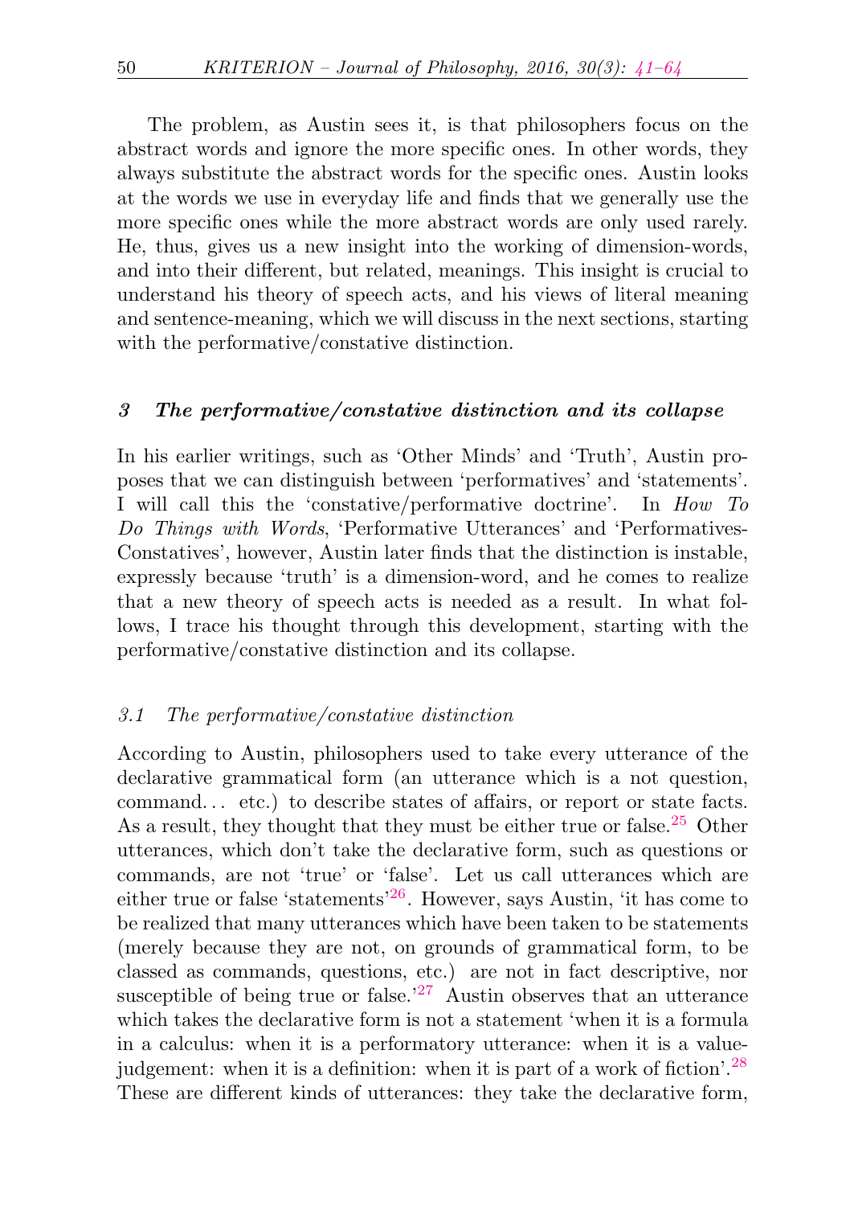The problem, as Austin sees it, is that philosophers focus on the abstract words and ignore the more specific ones. In other words, they always substitute the abstract words for the specific ones. Austin looks at the words we use in everyday life and finds that we generally use the more specific ones while the more abstract words are only used rarely. He, thus, gives us a new insight into the working of dimension-words, and into their different, but related, meanings. This insight is crucial to understand his theory of speech acts, and his views of literal meaning and sentence-meaning, which we will discuss in the next sections, starting with the performative/constative distinction.

## *3 The performative/constative distinction and its collapse*

In his earlier writings, such as 'Other Minds' and 'Truth', Austin proposes that we can distinguish between 'performatives' and 'statements'. I will call this the 'constative/performative doctrine'. In *How To Do Things with Words*, 'Performative Utterances' and 'Performatives-Constatives', however, Austin later finds that the distinction is instable, expressly because 'truth' is a dimension-word, and he comes to realize that a new theory of speech acts is needed as a result. In what follows, I trace his thought through this development, starting with the performative/constative distinction and its collapse.

### *3.1 The performative/constative distinction*

According to Austin, philosophers used to take every utterance of the declarative grammatical form (an utterance which is a not question, command... etc.) to describe states of affairs, or report or state facts. As a result, they thought that they must be either true or false.[25] Other utterances, which don't take the declarative form, such as questions or commands, are not 'true' or 'false'. Let us call utterances which are either true or false 'statements'[26]. However, says Austin, 'it has come to be realized that many utterances which have been taken to be statements (merely because they are not, on grounds of grammatical form, to be classed as commands, questions, etc.) are not in fact descriptive, nor susceptible of being true or false.'[27] Austin observes that an utterance which takes the declarative form is not a statement 'when it is a formula in a calculus: when it is a performatory utterance: when it is a value-judgement: when it is a definition: when it is part of a work of fiction'.[28] These are different kinds of utterances: they take the declarative form,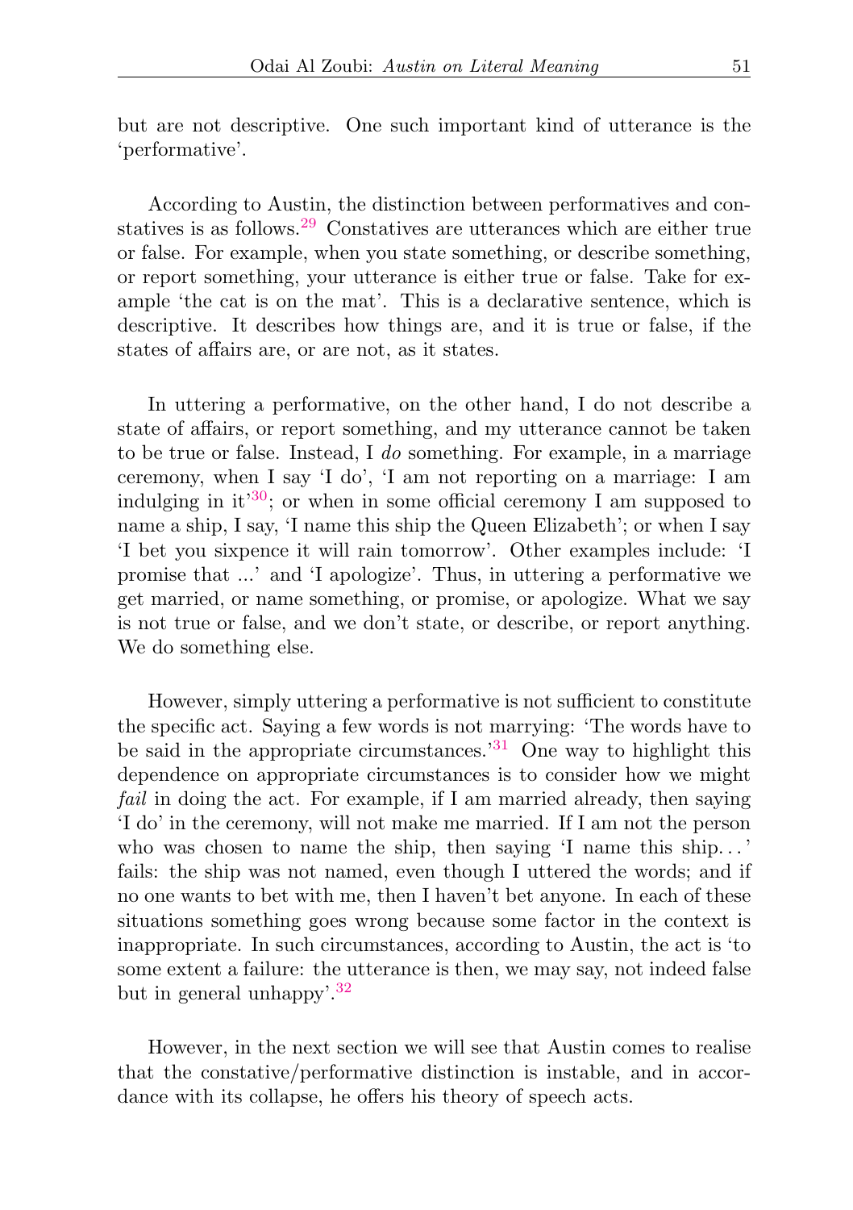but are not descriptive. One such important kind of utterance is the 'performative'.

According to Austin, the distinction between performatives and constatives is as follows.[29] Constatives are utterances which are either true or false. For example, when you state something, or describe something, or report something, your utterance is either true or false. Take for example 'the cat is on the mat'. This is a declarative sentence, which is descriptive. It describes how things are, and it is true or false, if the states of affairs are, or are not, as it states.

In uttering a performative, on the other hand, I do not describe a state of affairs, or report something, and my utterance cannot be taken to be true or false. Instead, I *do* something. For example, in a marriage ceremony, when I say 'I do', 'I am not reporting on a marriage: I am indulging in it'[30]; or when in some official ceremony I am supposed to name a ship, I say, 'I name this ship the Queen Elizabeth'; or when I say 'I bet you sixpence it will rain tomorrow'. Other examples include: 'I promise that ...' and 'I apologize'. Thus, in uttering a performative we get married, or name something, or promise, or apologize. What we say is not true or false, and we don't state, or describe, or report anything. We do something else.

However, simply uttering a performative is not sufficient to constitute the specific act. Saying a few words is not marrying: 'The words have to be said in the appropriate circumstances.'[31] One way to highlight this dependence on appropriate circumstances is to consider how we might *fail* in doing the act. For example, if I am married already, then saying 'I do' in the ceremony, will not make me married. If I am not the person who was chosen to name the ship, then saying 'I name this ship...' fails: the ship was not named, even though I uttered the words; and if no one wants to bet with me, then I haven't bet anyone. In each of these situations something goes wrong because some factor in the context is inappropriate. In such circumstances, according to Austin, the act is 'to some extent a failure: the utterance is then, we may say, not indeed false but in general unhappy'.[32]

However, in the next section we will see that Austin comes to realise that the constative/performative distinction is instable, and in accordance with its collapse, he offers his theory of speech acts.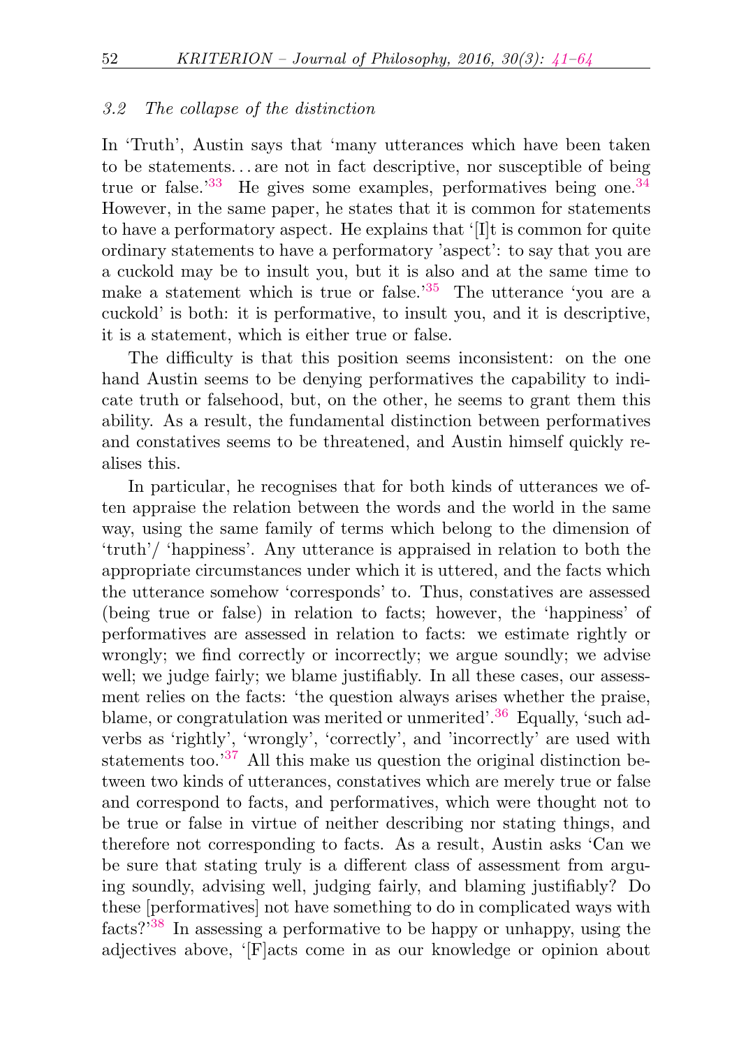### *3.2 The collapse of the distinction*

In 'Truth', Austin says that 'many utterances which have been taken to be statements... are not in fact descriptive, nor susceptible of being true or false.'[33] He gives some examples, performatives being one.[34] However, in the same paper, he states that it is common for statements to have a performatory aspect. He explains that '[I]t is common for quite ordinary statements to have a performatory 'aspect': to say that you are a cuckold may be to insult you, but it is also and at the same time to make a statement which is true or false.'[35] The utterance 'you are a cuckold' is both: it is performative, to insult you, and it is descriptive, it is a statement, which is either true or false.

The difficulty is that this position seems inconsistent: on the one hand Austin seems to be denying performatives the capability to indicate truth or falsehood, but, on the other, he seems to grant them this ability. As a result, the fundamental distinction between performatives and constatives seems to be threatened, and Austin himself quickly realises this.

In particular, he recognises that for both kinds of utterances we often appraise the relation between the words and the world in the same way, using the same family of terms which belong to the dimension of 'truth'/ 'happiness'. Any utterance is appraised in relation to both the appropriate circumstances under which it is uttered, and the facts which the utterance somehow 'corresponds' to. Thus, constatives are assessed (being true or false) in relation to facts; however, the 'happiness' of performatives are assessed in relation to facts: we estimate rightly or wrongly; we find correctly or incorrectly; we argue soundly; we advise well; we judge fairly; we blame justifiably. In all these cases, our assessment relies on the facts: 'the question always arises whether the praise, blame, or congratulation was merited or unmerited'.[36] Equally, 'such adverbs as 'rightly', 'wrongly', 'correctly', and 'incorrectly' are used with statements too.'[37] All this make us question the original distinction between two kinds of utterances, constatives which are merely true or false and correspond to facts, and performatives, which were thought not to be true or false in virtue of neither describing nor stating things, and therefore not corresponding to facts. As a result, Austin asks 'Can we be sure that stating truly is a different class of assessment from arguing soundly, advising well, judging fairly, and blaming justifiably? Do these [performatives] not have something to do in complicated ways with facts?'[38] In assessing a performative to be happy or unhappy, using the adjectives above, '[F]acts come in as our knowledge or opinion about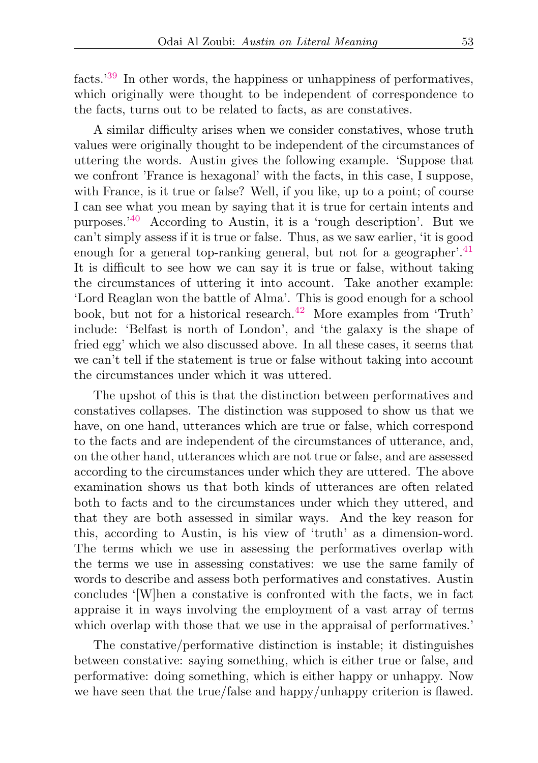facts.'[39] In other words, the happiness or unhappiness of performatives, which originally were thought to be independent of correspondence to the facts, turns out to be related to facts, as are constatives.

A similar difficulty arises when we consider constatives, whose truth values were originally thought to be independent of the circumstances of uttering the words. Austin gives the following example. 'Suppose that we confront 'France is hexagonal' with the facts, in this case, I suppose, with France, is it true or false? Well, if you like, up to a point; of course I can see what you mean by saying that it is true for certain intents and purposes.'[40] According to Austin, it is a 'rough description'. But we can't simply assess if it is true or false. Thus, as we saw earlier, 'it is good enough for a general top-ranking general, but not for a geographer'.[41] It is difficult to see how we can say it is true or false, without taking the circumstances of uttering it into account. Take another example: 'Lord Reaglan won the battle of Alma'. This is good enough for a school book, but not for a historical research.[42] More examples from 'Truth' include: 'Belfast is north of London', and 'the galaxy is the shape of fried egg' which we also discussed above. In all these cases, it seems that we can't tell if the statement is true or false without taking into account the circumstances under which it was uttered.

The upshot of this is that the distinction between performatives and constatives collapses. The distinction was supposed to show us that we have, on one hand, utterances which are true or false, which correspond to the facts and are independent of the circumstances of utterance, and, on the other hand, utterances which are not true or false, and are assessed according to the circumstances under which they are uttered. The above examination shows us that both kinds of utterances are often related both to facts and to the circumstances under which they uttered, and that they are both assessed in similar ways. And the key reason for this, according to Austin, is his view of 'truth' as a dimension-word. The terms which we use in assessing the performatives overlap with the terms we use in assessing constatives: we use the same family of words to describe and assess both performatives and constatives. Austin concludes '[W]hen a constative is confronted with the facts, we in fact appraise it in ways involving the employment of a vast array of terms which overlap with those that we use in the appraisal of performatives.'

The constative/performative distinction is instable; it distinguishes between constative: saying something, which is either true or false, and performative: doing something, which is either happy or unhappy. Now we have seen that the true/false and happy/unhappy criterion is flawed.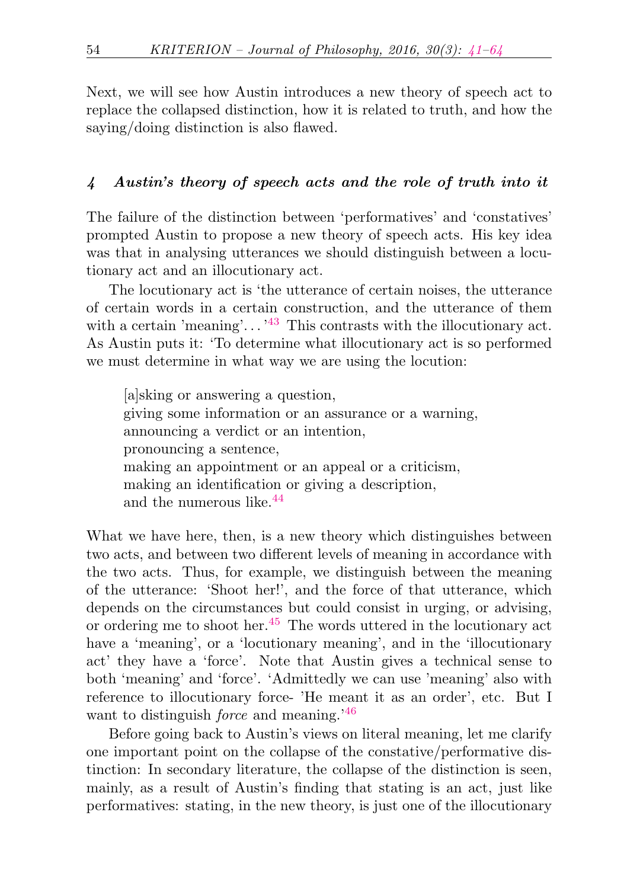Next, we will see how Austin introduces a new theory of speech act to replace the collapsed distinction, how it is related to truth, and how the saying/doing distinction is also flawed.

## *4 Austin's theory of speech acts and the role of truth into it*

The failure of the distinction between 'performatives' and 'constatives' prompted Austin to propose a new theory of speech acts. His key idea was that in analysing utterances we should distinguish between a locutionary act and an illocutionary act.

The locutionary act is 'the utterance of certain noises, the utterance of certain words in a certain construction, and the utterance of them with a certain 'meaning'. . . '[43] This contrasts with the illocutionary act. As Austin puts it: 'To determine what illocutionary act is so performed we must determine in what way we are using the locution:

> [a]sking or answering a question,
> giving some information or an assurance or a warning,
> announcing a verdict or an intention,
> pronouncing a sentence,
> making an appointment or an appeal or a criticism,
> making an identification or giving a description,
> and the numerous like.[44]

What we have here, then, is a new theory which distinguishes between two acts, and between two different levels of meaning in accordance with the two acts. Thus, for example, we distinguish between the meaning of the utterance: 'Shoot her!', and the force of that utterance, which depends on the circumstances but could consist in urging, or advising, or ordering me to shoot her.[45] The words uttered in the locutionary act have a 'meaning', or a 'locutionary meaning', and in the 'illocutionary act' they have a 'force'. Note that Austin gives a technical sense to both 'meaning' and 'force'. 'Admittedly we can use 'meaning' also with reference to illocutionary force- 'He meant it as an order', etc. But I want to distinguish *force* and meaning.'[46]

Before going back to Austin's views on literal meaning, let me clarify one important point on the collapse of the constative/performative distinction: In secondary literature, the collapse of the distinction is seen, mainly, as a result of Austin's finding that stating is an act, just like performatives: stating, in the new theory, is just one of the illocutionary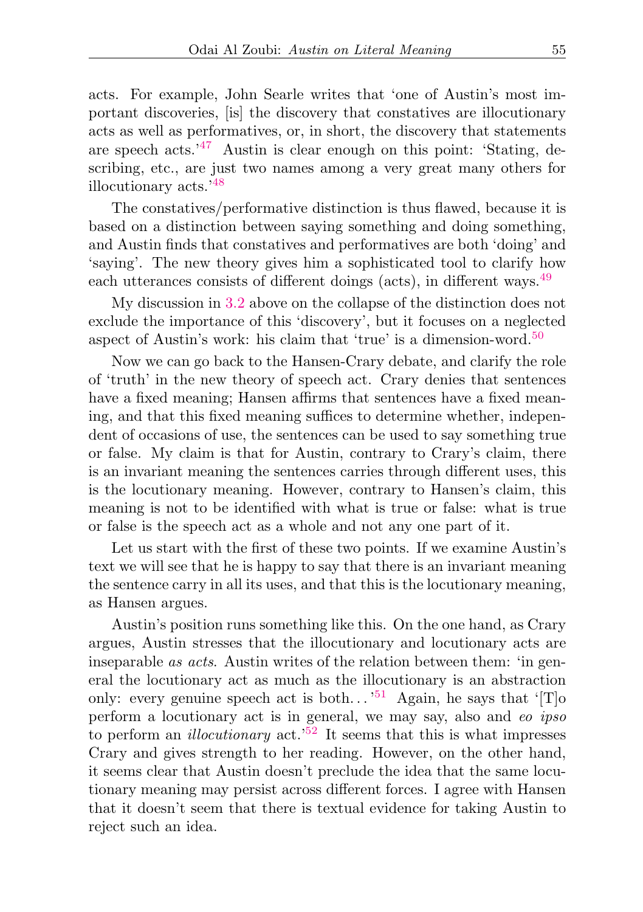acts. For example, John Searle writes that 'one of Austin's most important discoveries, [is] the discovery that constatives are illocutionary acts as well as performatives, or, in short, the discovery that statements are speech acts.'[47] Austin is clear enough on this point: 'Stating, describing, etc., are just two names among a very great many others for illocutionary acts.'[48]

The constatives/performative distinction is thus flawed, because it is based on a distinction between saying something and doing something, and Austin finds that constatives and performatives are both 'doing' and 'saying'. The new theory gives him a sophisticated tool to clarify how each utterances consists of different doings (acts), in different ways.[49]

My discussion in 3.2 above on the collapse of the distinction does not exclude the importance of this 'discovery', but it focuses on a neglected aspect of Austin's work: his claim that 'true' is a dimension-word.[50]

Now we can go back to the Hansen-Crary debate, and clarify the role of 'truth' in the new theory of speech act. Crary denies that sentences have a fixed meaning; Hansen affirms that sentences have a fixed meaning, and that this fixed meaning suffices to determine whether, independent of occasions of use, the sentences can be used to say something true or false. My claim is that for Austin, contrary to Crary's claim, there is an invariant meaning the sentences carries through different uses, this is the locutionary meaning. However, contrary to Hansen's claim, this meaning is not to be identified with what is true or false: what is true or false is the speech act as a whole and not any one part of it.

Let us start with the first of these two points. If we examine Austin's text we will see that he is happy to say that there is an invariant meaning the sentence carry in all its uses, and that this is the locutionary meaning, as Hansen argues.

Austin's position runs something like this. On the one hand, as Crary argues, Austin stresses that the illocutionary and locutionary acts are inseparable *as acts*. Austin writes of the relation between them: 'in general the locutionary act as much as the illocutionary is an abstraction only: every genuine speech act is both...'[51] Again, he says that '[T]o perform a locutionary act is in general, we may say, also and *eo ipso* to perform an *illocutionary* act.'[52] It seems that this is what impresses Crary and gives strength to her reading. However, on the other hand, it seems clear that Austin doesn't preclude the idea that the same locutionary meaning may persist across different forces. I agree with Hansen that it doesn't seem that there is textual evidence for taking Austin to reject such an idea.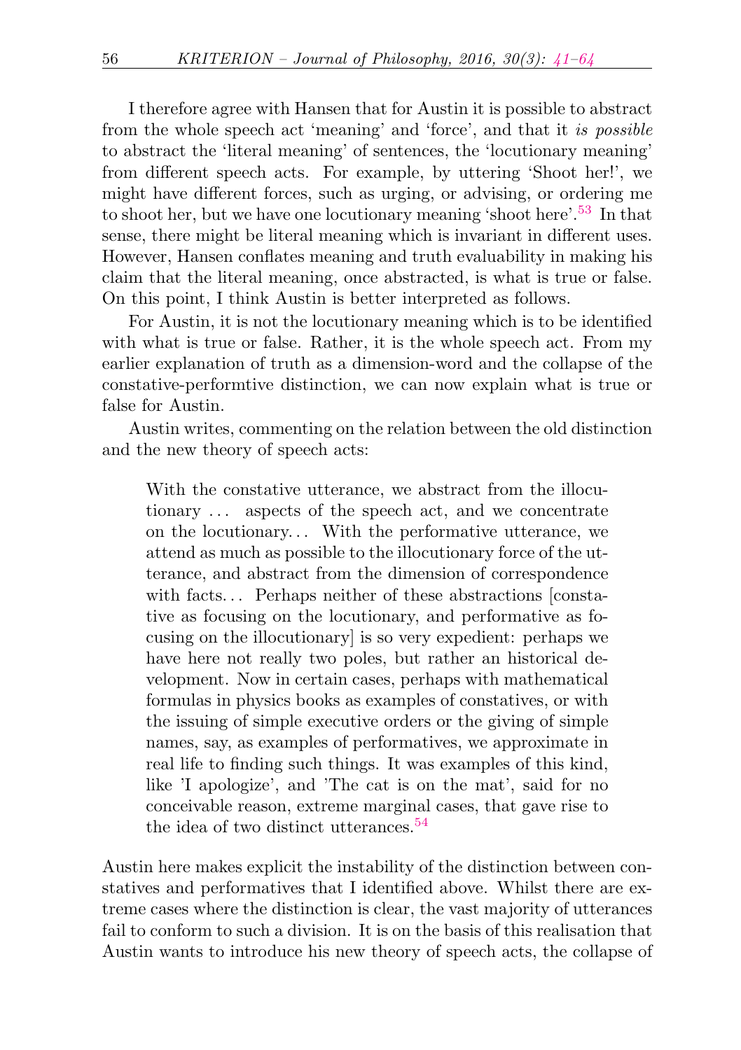I therefore agree with Hansen that for Austin it is possible to abstract from the whole speech act 'meaning' and 'force', and that it *is possible* to abstract the 'literal meaning' of sentences, the 'locutionary meaning' from different speech acts. For example, by uttering 'Shoot her!', we might have different forces, such as urging, or advising, or ordering me to shoot her, but we have one locutionary meaning 'shoot here'.[53] In that sense, there might be literal meaning which is invariant in different uses. However, Hansen conflates meaning and truth evaluability in making his claim that the literal meaning, once abstracted, is what is true or false. On this point, I think Austin is better interpreted as follows.

For Austin, it is not the locutionary meaning which is to be identified with what is true or false. Rather, it is the whole speech act. From my earlier explanation of truth as a dimension-word and the collapse of the constative-performtive distinction, we can now explain what is true or false for Austin.

Austin writes, commenting on the relation between the old distinction and the new theory of speech acts:

> With the constative utterance, we abstract from the illocutionary ... aspects of the speech act, and we concentrate on the locutionary... With the performative utterance, we attend as much as possible to the illocutionary force of the utterance, and abstract from the dimension of correspondence with facts... Perhaps neither of these abstractions [constative as focusing on the locutionary, and performative as focusing on the illocutionary] is so very expedient: perhaps we have here not really two poles, but rather an historical development. Now in certain cases, perhaps with mathematical formulas in physics books as examples of constatives, or with the issuing of simple executive orders or the giving of simple names, say, as examples of performatives, we approximate in real life to finding such things. It was examples of this kind, like 'I apologize', and 'The cat is on the mat', said for no conceivable reason, extreme marginal cases, that gave rise to the idea of two distinct utterances.[54]

Austin here makes explicit the instability of the distinction between constatives and performatives that I identified above. Whilst there are extreme cases where the distinction is clear, the vast majority of utterances fail to conform to such a division. It is on the basis of this realisation that Austin wants to introduce his new theory of speech acts, the collapse of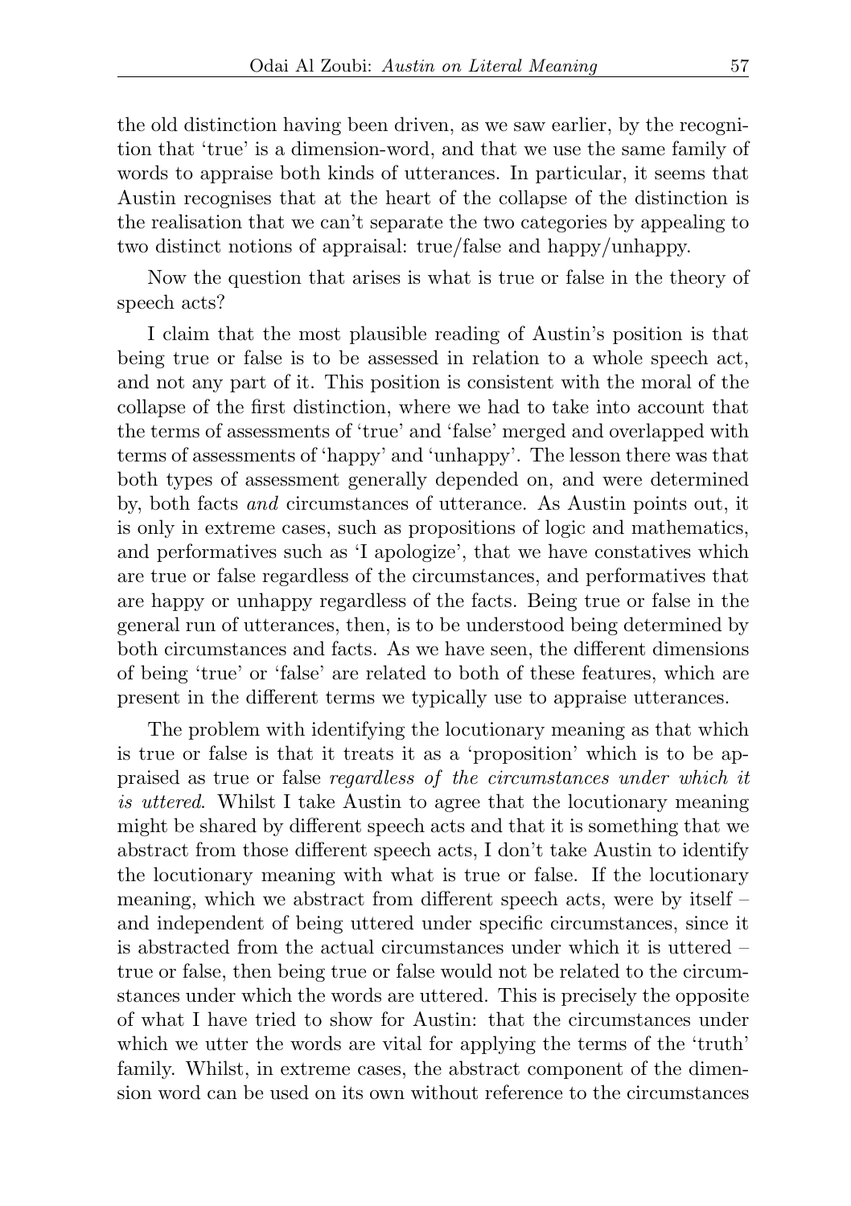the old distinction having been driven, as we saw earlier, by the recognition that 'true' is a dimension-word, and that we use the same family of words to appraise both kinds of utterances. In particular, it seems that Austin recognises that at the heart of the collapse of the distinction is the realisation that we can't separate the two categories by appealing to two distinct notions of appraisal: true/false and happy/unhappy.

Now the question that arises is what is true or false in the theory of speech acts?

I claim that the most plausible reading of Austin's position is that being true or false is to be assessed in relation to a whole speech act, and not any part of it. This position is consistent with the moral of the collapse of the first distinction, where we had to take into account that the terms of assessments of 'true' and 'false' merged and overlapped with terms of assessments of 'happy' and 'unhappy'. The lesson there was that both types of assessment generally depended on, and were determined by, both facts *and* circumstances of utterance. As Austin points out, it is only in extreme cases, such as propositions of logic and mathematics, and performatives such as 'I apologize', that we have constatives which are true or false regardless of the circumstances, and performatives that are happy or unhappy regardless of the facts. Being true or false in the general run of utterances, then, is to be understood being determined by both circumstances and facts. As we have seen, the different dimensions of being 'true' or 'false' are related to both of these features, which are present in the different terms we typically use to appraise utterances.

The problem with identifying the locutionary meaning as that which is true or false is that it treats it as a 'proposition' which is to be appraised as true or false *regardless of the circumstances under which it is uttered*. Whilst I take Austin to agree that the locutionary meaning might be shared by different speech acts and that it is something that we abstract from those different speech acts, I don't take Austin to identify the locutionary meaning with what is true or false. If the locutionary meaning, which we abstract from different speech acts, were by itself – and independent of being uttered under specific circumstances, since it is abstracted from the actual circumstances under which it is uttered – true or false, then being true or false would not be related to the circumstances under which the words are uttered. This is precisely the opposite of what I have tried to show for Austin: that the circumstances under which we utter the words are vital for applying the terms of the 'truth' family. Whilst, in extreme cases, the abstract component of the dimension word can be used on its own without reference to the circumstances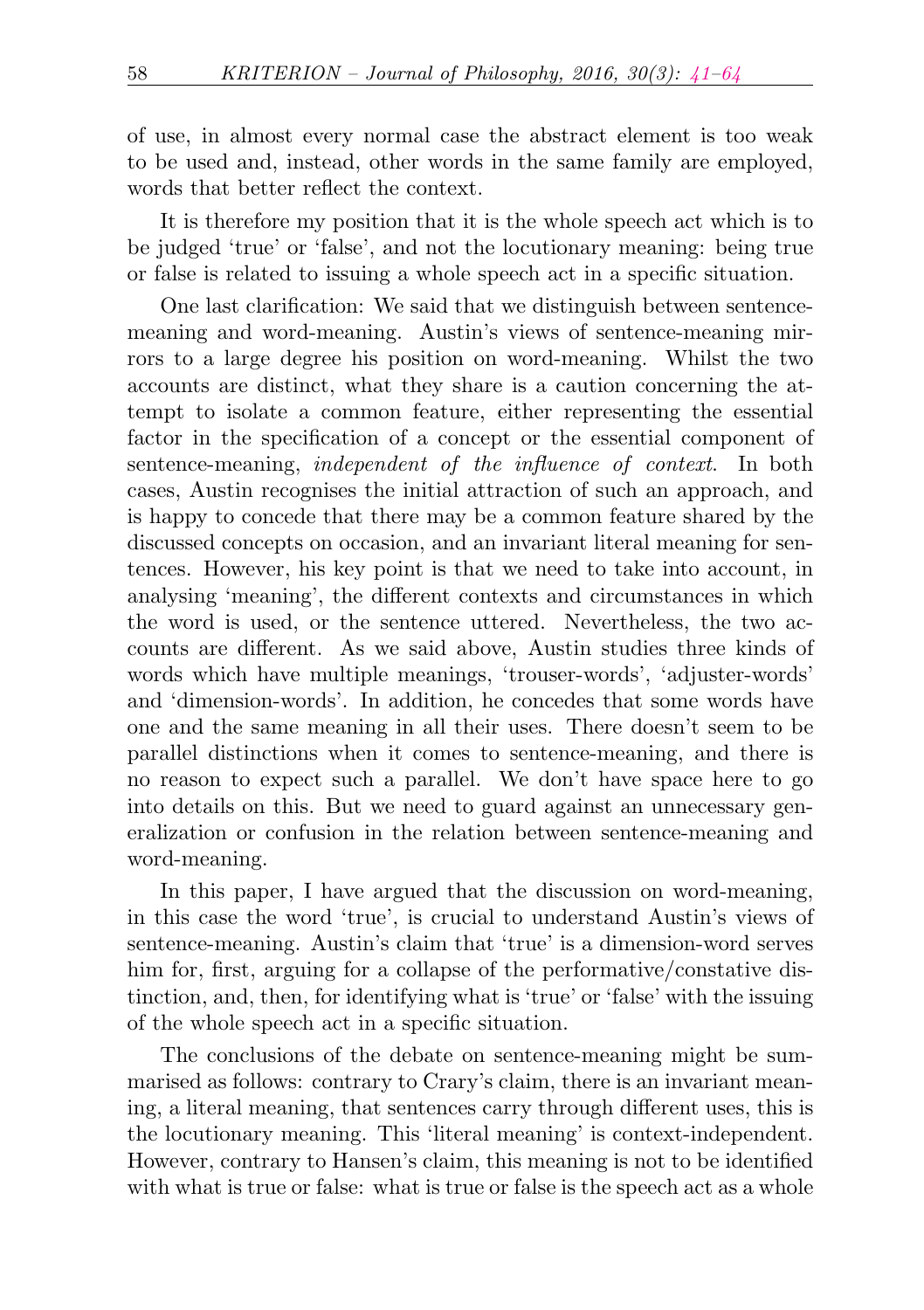of use, in almost every normal case the abstract element is too weak to be used and, instead, other words in the same family are employed, words that better reflect the context.

It is therefore my position that it is the whole speech act which is to be judged 'true' or 'false', and not the locutionary meaning: being true or false is related to issuing a whole speech act in a specific situation.

One last clarification: We said that we distinguish between sentence-meaning and word-meaning. Austin's views of sentence-meaning mirrors to a large degree his position on word-meaning. Whilst the two accounts are distinct, what they share is a caution concerning the attempt to isolate a common feature, either representing the essential factor in the specification of a concept or the essential component of sentence-meaning, *independent of the influence of context*. In both cases, Austin recognises the initial attraction of such an approach, and is happy to concede that there may be a common feature shared by the discussed concepts on occasion, and an invariant literal meaning for sentences. However, his key point is that we need to take into account, in analysing 'meaning', the different contexts and circumstances in which the word is used, or the sentence uttered. Nevertheless, the two accounts are different. As we said above, Austin studies three kinds of words which have multiple meanings, 'trouser-words', 'adjuster-words' and 'dimension-words'. In addition, he concedes that some words have one and the same meaning in all their uses. There doesn't seem to be parallel distinctions when it comes to sentence-meaning, and there is no reason to expect such a parallel. We don't have space here to go into details on this. But we need to guard against an unnecessary generalization or confusion in the relation between sentence-meaning and word-meaning.

In this paper, I have argued that the discussion on word-meaning, in this case the word 'true', is crucial to understand Austin's views of sentence-meaning. Austin's claim that 'true' is a dimension-word serves him for, first, arguing for a collapse of the performative/constative distinction, and, then, for identifying what is 'true' or 'false' with the issuing of the whole speech act in a specific situation.

The conclusions of the debate on sentence-meaning might be summarised as follows: contrary to Crary's claim, there is an invariant meaning, a literal meaning, that sentences carry through different uses, this is the locutionary meaning. This 'literal meaning' is context-independent. However, contrary to Hansen's claim, this meaning is not to be identified with what is true or false: what is true or false is the speech act as a whole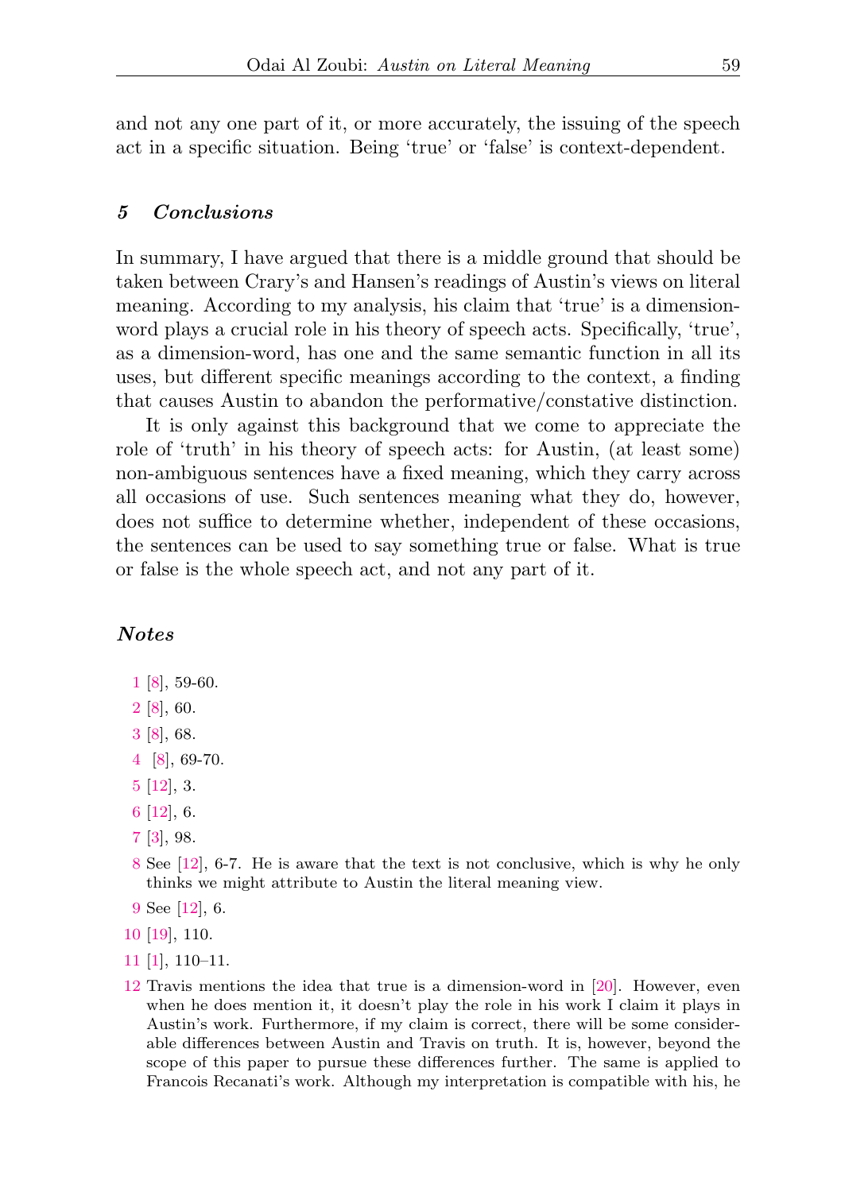and not any one part of it, or more accurately, the issuing of the speech act in a specific situation. Being 'true' or 'false' is context-dependent.

## *5 Conclusions*

In summary, I have argued that there is a middle ground that should be taken between Crary's and Hansen's readings of Austin's views on literal meaning. According to my analysis, his claim that 'true' is a dimension-word plays a crucial role in his theory of speech acts. Specifically, 'true', as a dimension-word, has one and the same semantic function in all its uses, but different specific meanings according to the context, a finding that causes Austin to abandon the performative/constative distinction.

It is only against this background that we come to appreciate the role of 'truth' in his theory of speech acts: for Austin, (at least some) non-ambiguous sentences have a fixed meaning, which they carry across all occasions of use. Such sentences meaning what they do, however, does not suffice to determine whether, independent of these occasions, the sentences can be used to say something true or false. What is true or false is the whole speech act, and not any part of it.

## *Notes*

1 [8], 59-60.

2 [8], 60.

3 [8], 68.

4 [8], 69-70.

5 [12], 3.

6 [12], 6.

7 [3], 98.

8 See [12], 6-7. He is aware that the text is not conclusive, which is why he only thinks we might attribute to Austin the literal meaning view.

9 See [12], 6.

10 [19], 110.

11 [1], 110–11.

12 Travis mentions the idea that true is a dimension-word in [20]. However, even when he does mention it, it doesn't play the role in his work I claim it plays in Austin's work. Furthermore, if my claim is correct, there will be some considerable differences between Austin and Travis on truth. It is, however, beyond the scope of this paper to pursue these differences further. The same is applied to Francois Recanati's work. Although my interpretation is compatible with his, he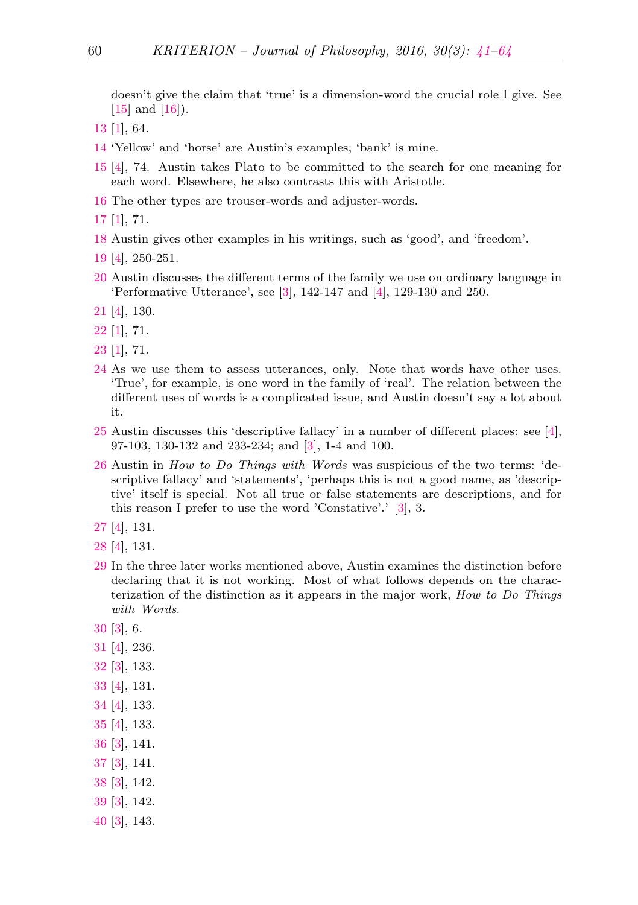doesn't give the claim that 'true' is a dimension-word the crucial role I give. See [15] and [16]).

13 [1], 64.

14 'Yellow' and 'horse' are Austin's examples; 'bank' is mine.

15 [4], 74. Austin takes Plato to be committed to the search for one meaning for each word. Elsewhere, he also contrasts this with Aristotle.

16 The other types are trouser-words and adjuster-words.

17 [1], 71.

18 Austin gives other examples in his writings, such as 'good', and 'freedom'.

19 [4], 250-251.

20 Austin discusses the different terms of the family we use on ordinary language in 'Performative Utterance', see [3], 142-147 and [4], 129-130 and 250.

21 [4], 130.

22 [1], 71.

23 [1], 71.

24 As we use them to assess utterances, only. Note that words have other uses. 'True', for example, is one word in the family of 'real'. The relation between the different uses of words is a complicated issue, and Austin doesn't say a lot about it.

25 Austin discusses this 'descriptive fallacy' in a number of different places: see [4], 97-103, 130-132 and 233-234; and [3], 1-4 and 100.

26 Austin in *How to Do Things with Words* was suspicious of the two terms: 'descriptive fallacy' and 'statements', 'perhaps this is not a good name, as 'descriptive' itself is special. Not all true or false statements are descriptions, and for this reason I prefer to use the word 'Constative'.' [3], 3.

27 [4], 131.

28 [4], 131.

29 In the three later works mentioned above, Austin examines the distinction before declaring that it is not working. Most of what follows depends on the characterization of the distinction as it appears in the major work, *How to Do Things with Words*.

30 [3], 6.

31 [4], 236.

32 [3], 133.

33 [4], 131.

34 [4], 133.

35 [4], 133.

36 [3], 141.

37 [3], 141.

38 [3], 142.

39 [3], 142.

40 [3], 143.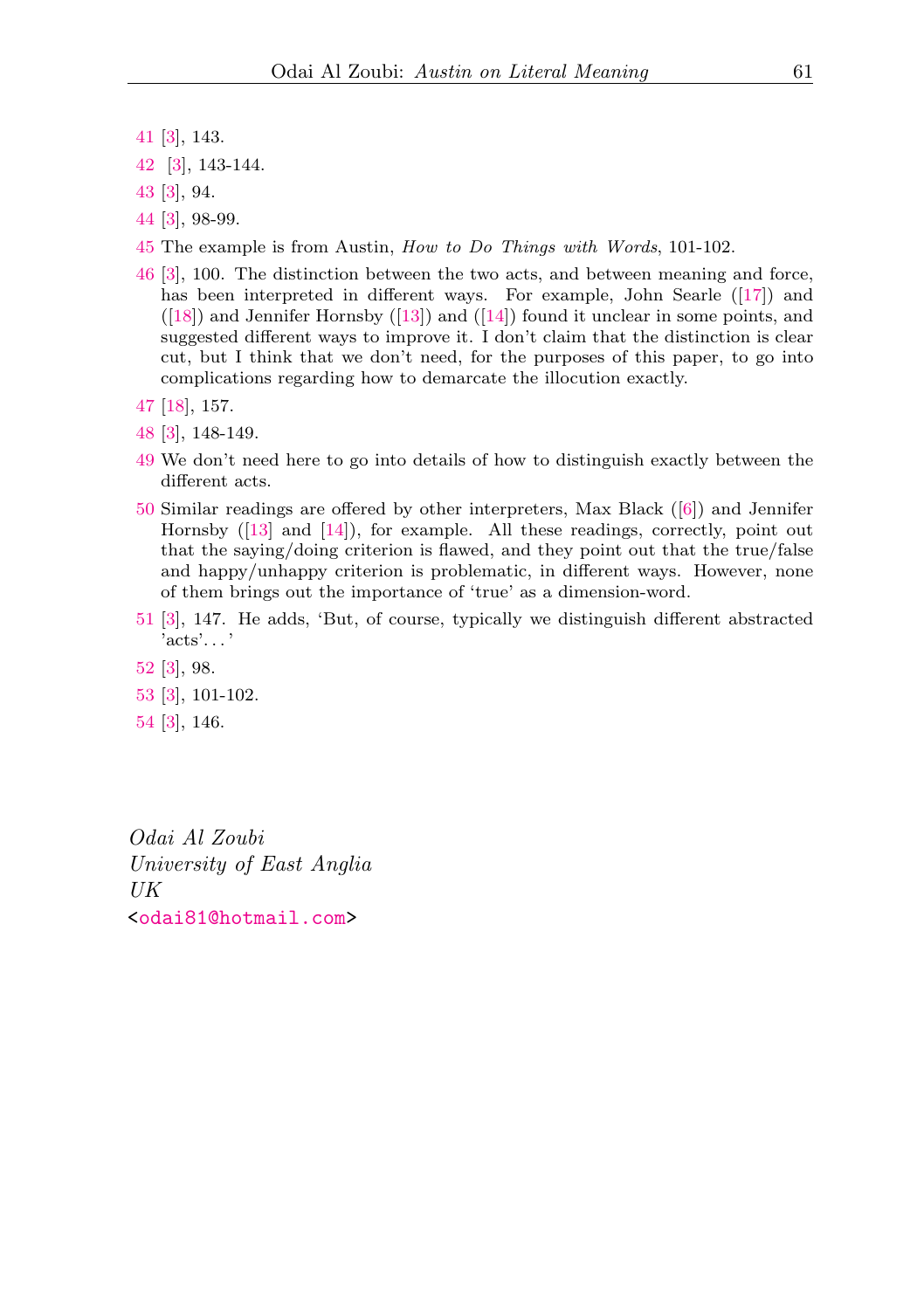41 [3], 143.

42 [3], 143-144.

43 [3], 94.

44 [3], 98-99.

45 The example is from Austin, *How to Do Things with Words*, 101-102.

46 [3], 100. The distinction between the two acts, and between meaning and force, has been interpreted in different ways. For example, John Searle ([17]) and ([18]) and Jennifer Hornsby ([13]) and ([14]) found it unclear in some points, and suggested different ways to improve it. I don't claim that the distinction is clear cut, but I think that we don't need, for the purposes of this paper, to go into complications regarding how to demarcate the illocution exactly.

47 [18], 157.

48 [3], 148-149.

49 We don't need here to go into details of how to distinguish exactly between the different acts.

50 Similar readings are offered by other interpreters, Max Black ([6]) and Jennifer Hornsby ([13] and [14]), for example. All these readings, correctly, point out that the saying/doing criterion is flawed, and they point out that the true/false and happy/unhappy criterion is problematic, in different ways. However, none of them brings out the importance of 'true' as a dimension-word.

51 [3], 147. He adds, 'But, of course, typically we distinguish different abstracted 'acts'. . . '

52 [3], 98.

53 [3], 101-102.

54 [3], 146.

*Odai Al Zoubi*
*University of East Anglia*
*UK*
<odai81@hotmail.com>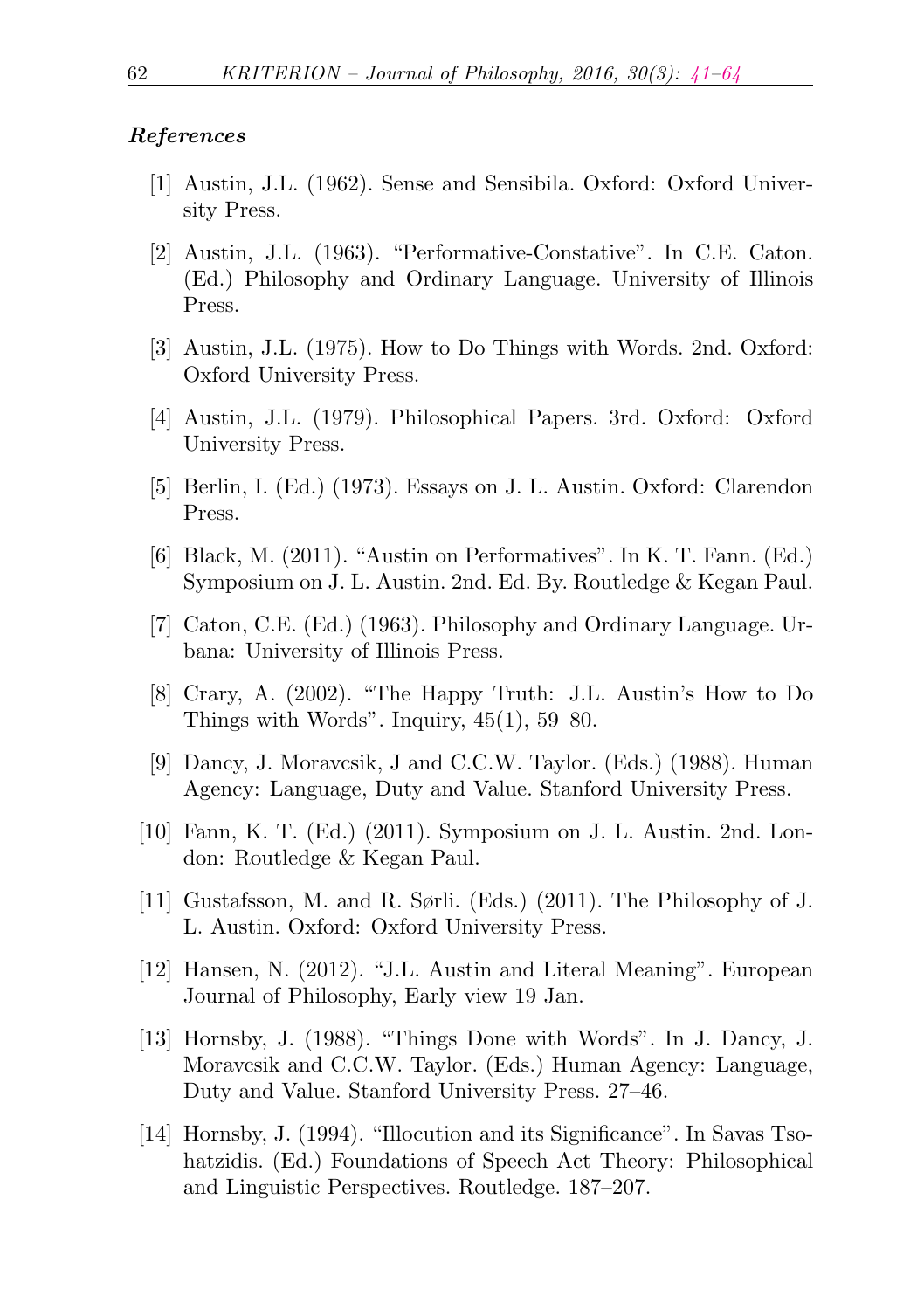### *References*

[1] Austin, J.L. (1962). Sense and Sensibila. Oxford: Oxford University Press.

[2] Austin, J.L. (1963). "Performative-Constative". In C.E. Caton. (Ed.) Philosophy and Ordinary Language. University of Illinois Press.

[3] Austin, J.L. (1975). How to Do Things with Words. 2nd. Oxford: Oxford University Press.

[4] Austin, J.L. (1979). Philosophical Papers. 3rd. Oxford: Oxford University Press.

[5] Berlin, I. (Ed.) (1973). Essays on J. L. Austin. Oxford: Clarendon Press.

[6] Black, M. (2011). "Austin on Performatives". In K. T. Fann. (Ed.) Symposium on J. L. Austin. 2nd. Ed. By. Routledge & Kegan Paul.

[7] Caton, C.E. (Ed.) (1963). Philosophy and Ordinary Language. Urbana: University of Illinois Press.

[8] Crary, A. (2002). "The Happy Truth: J.L. Austin's How to Do Things with Words". Inquiry, 45(1), 59–80.

[9] Dancy, J. Moravcsik, J and C.C.W. Taylor. (Eds.) (1988). Human Agency: Language, Duty and Value. Stanford University Press.

[10] Fann, K. T. (Ed.) (2011). Symposium on J. L. Austin. 2nd. London: Routledge & Kegan Paul.

[11] Gustafsson, M. and R. Sørli. (Eds.) (2011). The Philosophy of J. L. Austin. Oxford: Oxford University Press.

[12] Hansen, N. (2012). "J.L. Austin and Literal Meaning". European Journal of Philosophy, Early view 19 Jan.

[13] Hornsby, J. (1988). "Things Done with Words". In J. Dancy, J. Moravcsik and C.C.W. Taylor. (Eds.) Human Agency: Language, Duty and Value. Stanford University Press. 27–46.

[14] Hornsby, J. (1994). "Illocution and its Significance". In Savas Tsohatzidis. (Ed.) Foundations of Speech Act Theory: Philosophical and Linguistic Perspectives. Routledge. 187–207.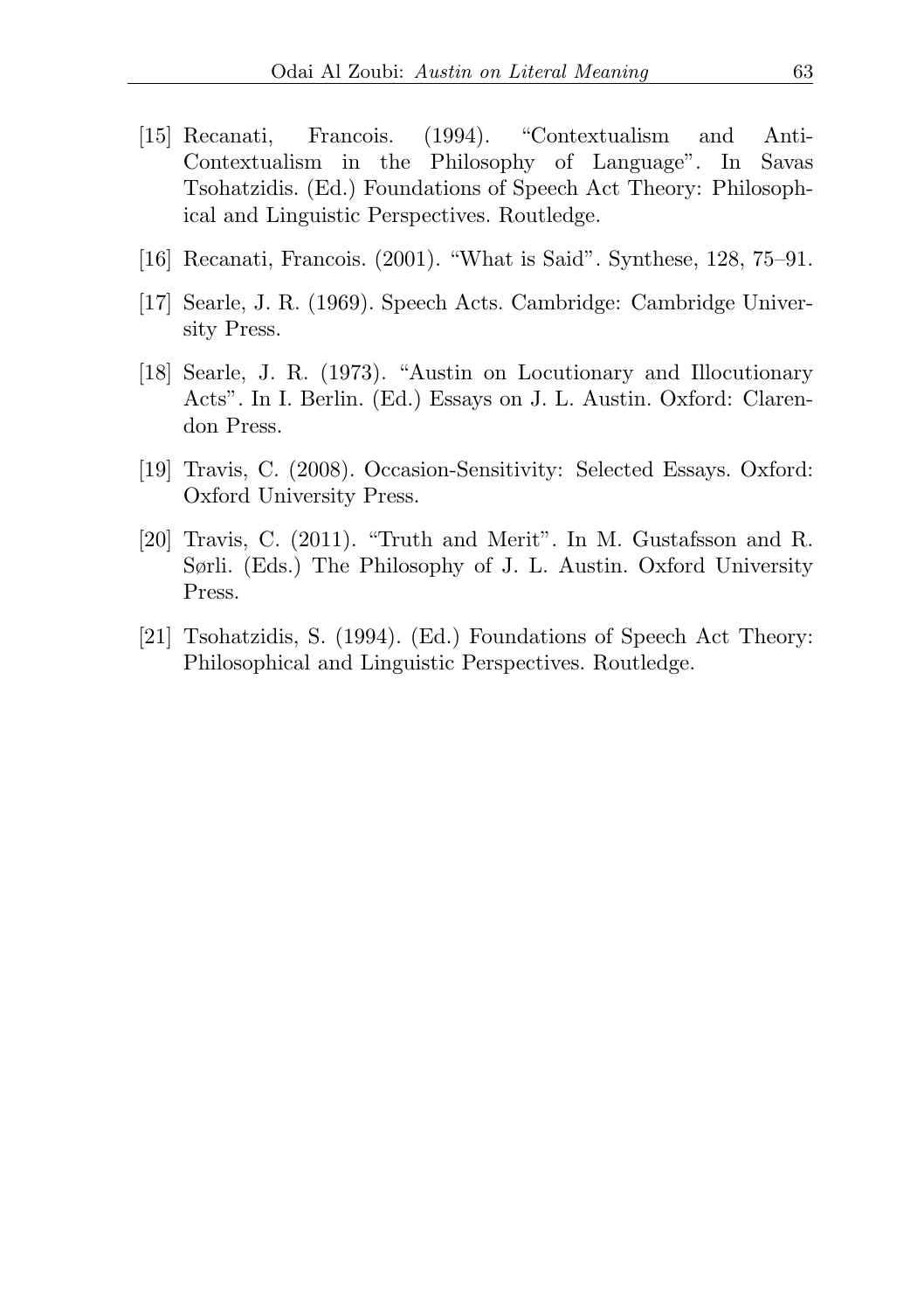[15] Recanati, Francois. (1994). "Contextualism and Anti-Contextualism in the Philosophy of Language". In Savas Tsohatzidis. (Ed.) Foundations of Speech Act Theory: Philosophical and Linguistic Perspectives. Routledge.

[16] Recanati, Francois. (2001). "What is Said". Synthese, 128, 75–91.

[17] Searle, J. R. (1969). Speech Acts. Cambridge: Cambridge University Press.

[18] Searle, J. R. (1973). "Austin on Locutionary and Illocutionary Acts". In I. Berlin. (Ed.) Essays on J. L. Austin. Oxford: Clarendon Press.

[19] Travis, C. (2008). Occasion-Sensitivity: Selected Essays. Oxford: Oxford University Press.

[20] Travis, C. (2011). "Truth and Merit". In M. Gustafsson and R. Sørli. (Eds.) The Philosophy of J. L. Austin. Oxford University Press.

[21] Tsohatzidis, S. (1994). (Ed.) Foundations of Speech Act Theory: Philosophical and Linguistic Perspectives. Routledge.